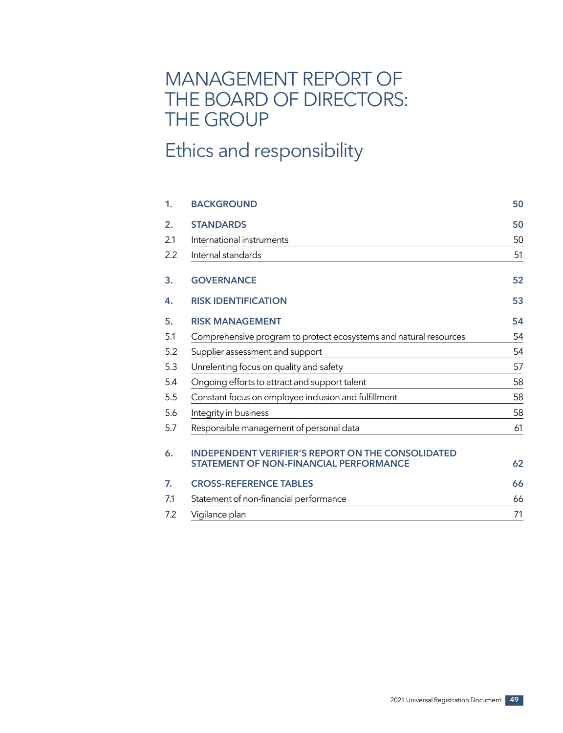# MANAGEMENT REPORT OF THE BOARD OF DIRECTORS: THE GROUP

## Ethics and responsibility

| | | |
|---|---|---|
| **1.** | **BACKGROUND** | **50** |
| **2.** | **STANDARDS** | **50** |
| 2.1 | International instruments | 50 |
| 2.2 | Internal standards | 51 |
| **3.** | **GOVERNANCE** | **52** |
| **4.** | **RISK IDENTIFICATION** | **53** |
| **5.** | **RISK MANAGEMENT** | **54** |
| 5.1 | Comprehensive program to protect ecosystems and natural resources | 54 |
| 5.2 | Supplier assessment and support | 54 |
| 5.3 | Unrelenting focus on quality and safety | 57 |
| 5.4 | Ongoing efforts to attract and support talent | 58 |
| 5.5 | Constant focus on employee inclusion and fulfillment | 58 |
| 5.6 | Integrity in business | 58 |
| 5.7 | Responsible management of personal data | 61 |
| **6.** | **INDEPENDENT VERIFIER'S REPORT ON THE CONSOLIDATED STATEMENT OF NON-FINANCIAL PERFORMANCE** | **62** |
| **7.** | **CROSS-REFERENCE TABLES** | **66** |
| 7.1 | Statement of non-financial performance | 66 |
| 7.2 | Vigilance plan | 71 |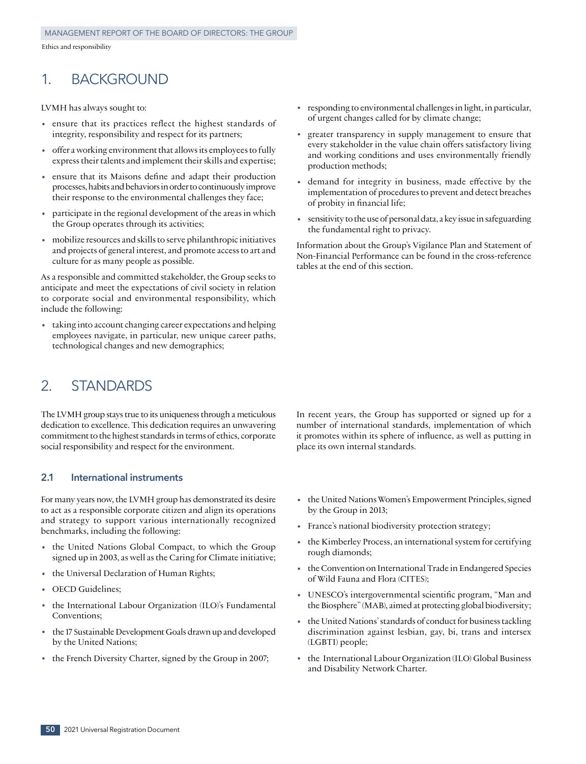# 1. BACKGROUND

LVMH has always sought to:

- ensure that its practices reflect the highest standards of integrity, responsibility and respect for its partners;
- offer a working environment that allows its employees to fully express their talents and implement their skills and expertise;
- ensure that its Maisons define and adapt their production processes, habits and behaviors in order to continuously improve their response to the environmental challenges they face;
- participate in the regional development of the areas in which the Group operates through its activities;
- mobilize resources and skills to serve philanthropic initiatives and projects of general interest, and promote access to art and culture for as many people as possible.

As a responsible and committed stakeholder, the Group seeks to anticipate and meet the expectations of civil society in relation to corporate social and environmental responsibility, which include the following:

- taking into account changing career expectations and helping employees navigate, in particular, new unique career paths, technological changes and new demographics;
- responding to environmental challenges in light, in particular, of urgent changes called for by climate change;
- greater transparency in supply management to ensure that every stakeholder in the value chain offers satisfactory living and working conditions and uses environmentally friendly production methods;
- demand for integrity in business, made effective by the implementation of procedures to prevent and detect breaches of probity in financial life;
- sensitivity to the use of personal data, a key issue in safeguarding the fundamental right to privacy.

Information about the Group's Vigilance Plan and Statement of Non-Financial Performance can be found in the cross-reference tables at the end of this section.

# 2. STANDARDS

The LVMH group stays true to its uniqueness through a meticulous dedication to excellence. This dedication requires an unwavering commitment to the highest standards in terms of ethics, corporate social responsibility and respect for the environment.

In recent years, the Group has supported or signed up for a number of international standards, implementation of which it promotes within its sphere of influence, as well as putting in place its own internal standards.

## 2.1 International instruments

For many years now, the LVMH group has demonstrated its desire to act as a responsible corporate citizen and align its operations and strategy to support various internationally recognized benchmarks, including the following:

- the United Nations Global Compact, to which the Group signed up in 2003, as well as the Caring for Climate initiative;
- the Universal Declaration of Human Rights;
- OECD Guidelines;
- the International Labour Organization (ILO)'s Fundamental Conventions;
- the 17 Sustainable Development Goals drawn up and developed by the United Nations;
- the French Diversity Charter, signed by the Group in 2007;
- the United Nations Women's Empowerment Principles, signed by the Group in 2013;
- France's national biodiversity protection strategy;
- the Kimberley Process, an international system for certifying rough diamonds;
- the Convention on International Trade in Endangered Species of Wild Fauna and Flora (CITES);
- UNESCO's intergovernmental scientific program, "Man and the Biosphere" (MAB), aimed at protecting global biodiversity;
- the United Nations' standards of conduct for business tackling discrimination against lesbian, gay, bi, trans and intersex (LGBTI) people;
- the International Labour Organization (ILO) Global Business and Disability Network Charter.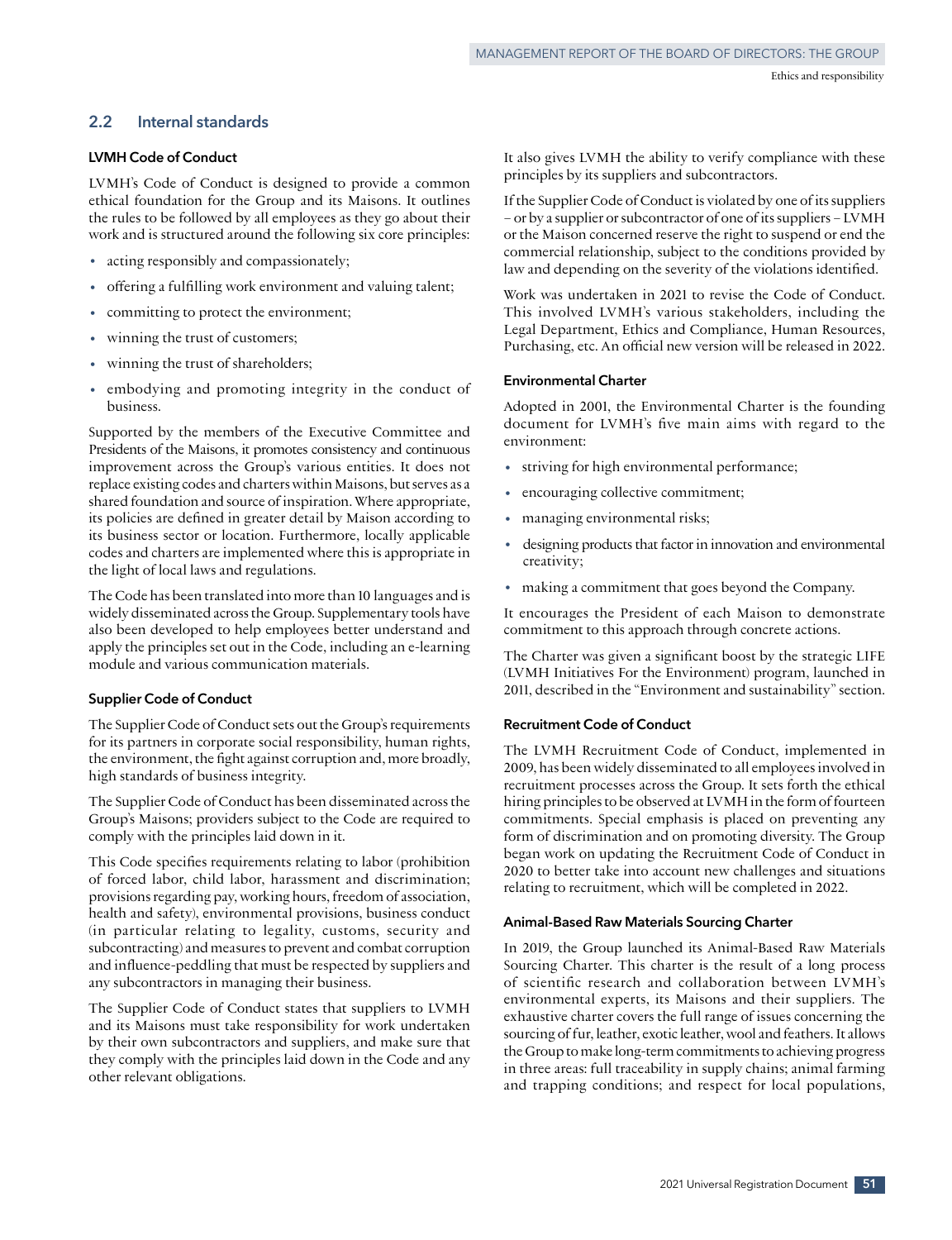## 2.2 Internal standards

### LVMH Code of Conduct

LVMH's Code of Conduct is designed to provide a common ethical foundation for the Group and its Maisons. It outlines the rules to be followed by all employees as they go about their work and is structured around the following six core principles:

- acting responsibly and compassionately;
- offering a fulfilling work environment and valuing talent;
- committing to protect the environment;
- winning the trust of customers;
- winning the trust of shareholders;
- embodying and promoting integrity in the conduct of business.

Supported by the members of the Executive Committee and Presidents of the Maisons, it promotes consistency and continuous improvement across the Group's various entities. It does not replace existing codes and charters within Maisons, but serves as a shared foundation and source of inspiration. Where appropriate, its policies are defined in greater detail by Maison according to its business sector or location. Furthermore, locally applicable codes and charters are implemented where this is appropriate in the light of local laws and regulations.

The Code has been translated into more than 10 languages and is widely disseminated across the Group. Supplementary tools have also been developed to help employees better understand and apply the principles set out in the Code, including an e-learning module and various communication materials.

### Supplier Code of Conduct

The Supplier Code of Conduct sets out the Group's requirements for its partners in corporate social responsibility, human rights, the environment, the fight against corruption and, more broadly, high standards of business integrity.

The Supplier Code of Conduct has been disseminated across the Group's Maisons; providers subject to the Code are required to comply with the principles laid down in it.

This Code specifies requirements relating to labor (prohibition of forced labor, child labor, harassment and discrimination; provisions regarding pay, working hours, freedom of association, health and safety), environmental provisions, business conduct (in particular relating to legality, customs, security and subcontracting) and measures to prevent and combat corruption and influence-peddling that must be respected by suppliers and any subcontractors in managing their business.

The Supplier Code of Conduct states that suppliers to LVMH and its Maisons must take responsibility for work undertaken by their own subcontractors and suppliers, and make sure that they comply with the principles laid down in the Code and any other relevant obligations.

It also gives LVMH the ability to verify compliance with these principles by its suppliers and subcontractors.

If the Supplier Code of Conduct is violated by one of its suppliers – or by a supplier or subcontractor of one of its suppliers – LVMH or the Maison concerned reserve the right to suspend or end the commercial relationship, subject to the conditions provided by law and depending on the severity of the violations identified.

Work was undertaken in 2021 to revise the Code of Conduct. This involved LVMH's various stakeholders, including the Legal Department, Ethics and Compliance, Human Resources, Purchasing, etc. An official new version will be released in 2022.

### Environmental Charter

Adopted in 2001, the Environmental Charter is the founding document for LVMH's five main aims with regard to the environment:

- striving for high environmental performance;
- encouraging collective commitment;
- managing environmental risks;
- designing products that factor in innovation and environmental creativity;
- making a commitment that goes beyond the Company.

It encourages the President of each Maison to demonstrate commitment to this approach through concrete actions.

The Charter was given a significant boost by the strategic LIFE (LVMH Initiatives For the Environment) program, launched in 2011, described in the "Environment and sustainability" section.

### Recruitment Code of Conduct

The LVMH Recruitment Code of Conduct, implemented in 2009, has been widely disseminated to all employees involved in recruitment processes across the Group. It sets forth the ethical hiring principles to be observed at LVMH in the form of fourteen commitments. Special emphasis is placed on preventing any form of discrimination and on promoting diversity. The Group began work on updating the Recruitment Code of Conduct in 2020 to better take into account new challenges and situations relating to recruitment, which will be completed in 2022.

### Animal-Based Raw Materials Sourcing Charter

In 2019, the Group launched its Animal-Based Raw Materials Sourcing Charter. This charter is the result of a long process of scientific research and collaboration between LVMH's environmental experts, its Maisons and their suppliers. The exhaustive charter covers the full range of issues concerning the sourcing of fur, leather, exotic leather, wool and feathers. It allows the Group to make long-term commitments to achieving progress in three areas: full traceability in supply chains; animal farming and trapping conditions; and respect for local populations,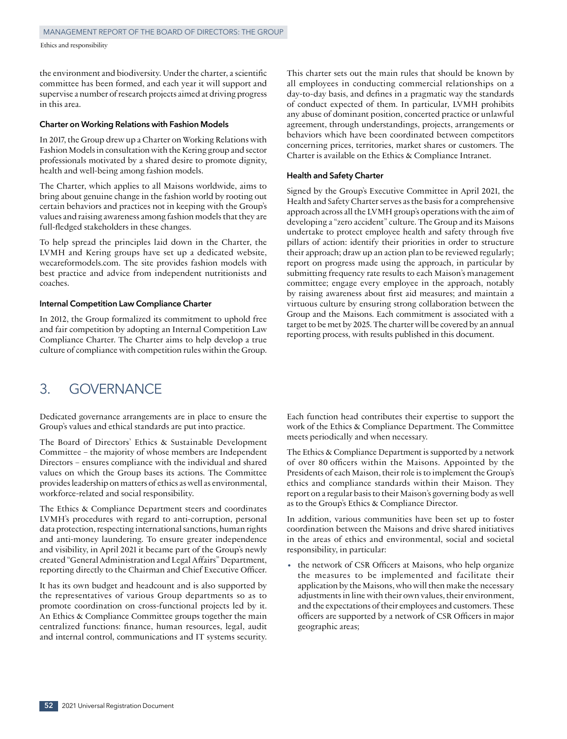the environment and biodiversity. Under the charter, a scientific committee has been formed, and each year it will support and supervise a number of research projects aimed at driving progress in this area.

#### Charter on Working Relations with Fashion Models

In 2017, the Group drew up a Charter on Working Relations with Fashion Models in consultation with the Kering group and sector professionals motivated by a shared desire to promote dignity, health and well-being among fashion models.

The Charter, which applies to all Maisons worldwide, aims to bring about genuine change in the fashion world by rooting out certain behaviors and practices not in keeping with the Group's values and raising awareness among fashion models that they are full-fledged stakeholders in these changes.

To help spread the principles laid down in the Charter, the LVMH and Kering groups have set up a dedicated website, wecareformodels.com. The site provides fashion models with best practice and advice from independent nutritionists and coaches.

#### Internal Competition Law Compliance Charter

In 2012, the Group formalized its commitment to uphold free and fair competition by adopting an Internal Competition Law Compliance Charter. The Charter aims to help develop a true culture of compliance with competition rules within the Group. This charter sets out the main rules that should be known by all employees in conducting commercial relationships on a day-to-day basis, and defines in a pragmatic way the standards of conduct expected of them. In particular, LVMH prohibits any abuse of dominant position, concerted practice or unlawful agreement, through understandings, projects, arrangements or behaviors which have been coordinated between competitors concerning prices, territories, market shares or customers. The Charter is available on the Ethics & Compliance Intranet.

#### Health and Safety Charter

Signed by the Group's Executive Committee in April 2021, the Health and Safety Charter serves as the basis for a comprehensive approach across all the LVMH group's operations with the aim of developing a "zero accident" culture. The Group and its Maisons undertake to protect employee health and safety through five pillars of action: identify their priorities in order to structure their approach; draw up an action plan to be reviewed regularly; report on progress made using the approach, in particular by submitting frequency rate results to each Maison's management committee; engage every employee in the approach, notably by raising awareness about first aid measures; and maintain a virtuous culture by ensuring strong collaboration between the Group and the Maisons. Each commitment is associated with a target to be met by 2025. The charter will be covered by an annual reporting process, with results published in this document.

## 3. GOVERNANCE

Dedicated governance arrangements are in place to ensure the Group's values and ethical standards are put into practice.

The Board of Directors' Ethics & Sustainable Development Committee – the majority of whose members are Independent Directors – ensures compliance with the individual and shared values on which the Group bases its actions. The Committee provides leadership on matters of ethics as well as environmental, workforce-related and social responsibility.

The Ethics & Compliance Department steers and coordinates LVMH's procedures with regard to anti-corruption, personal data protection, respecting international sanctions, human rights and anti-money laundering. To ensure greater independence and visibility, in April 2021 it became part of the Group's newly created "General Administration and Legal Affairs" Department, reporting directly to the Chairman and Chief Executive Officer.

It has its own budget and headcount and is also supported by the representatives of various Group departments so as to promote coordination on cross-functional projects led by it. An Ethics & Compliance Committee groups together the main centralized functions: finance, human resources, legal, audit and internal control, communications and IT systems security. Each function head contributes their expertise to support the work of the Ethics & Compliance Department. The Committee meets periodically and when necessary.

The Ethics & Compliance Department is supported by a network of over 80 officers within the Maisons. Appointed by the Presidents of each Maison, their role is to implement the Group's ethics and compliance standards within their Maison. They report on a regular basis to their Maison's governing body as well as to the Group's Ethics & Compliance Director.

In addition, various communities have been set up to foster coordination between the Maisons and drive shared initiatives in the areas of ethics and environmental, social and societal responsibility, in particular:

- the network of CSR Officers at Maisons, who help organize the measures to be implemented and facilitate their application by the Maisons, who will then make the necessary adjustments in line with their own values, their environment, and the expectations of their employees and customers. These officers are supported by a network of CSR Officers in major geographic areas;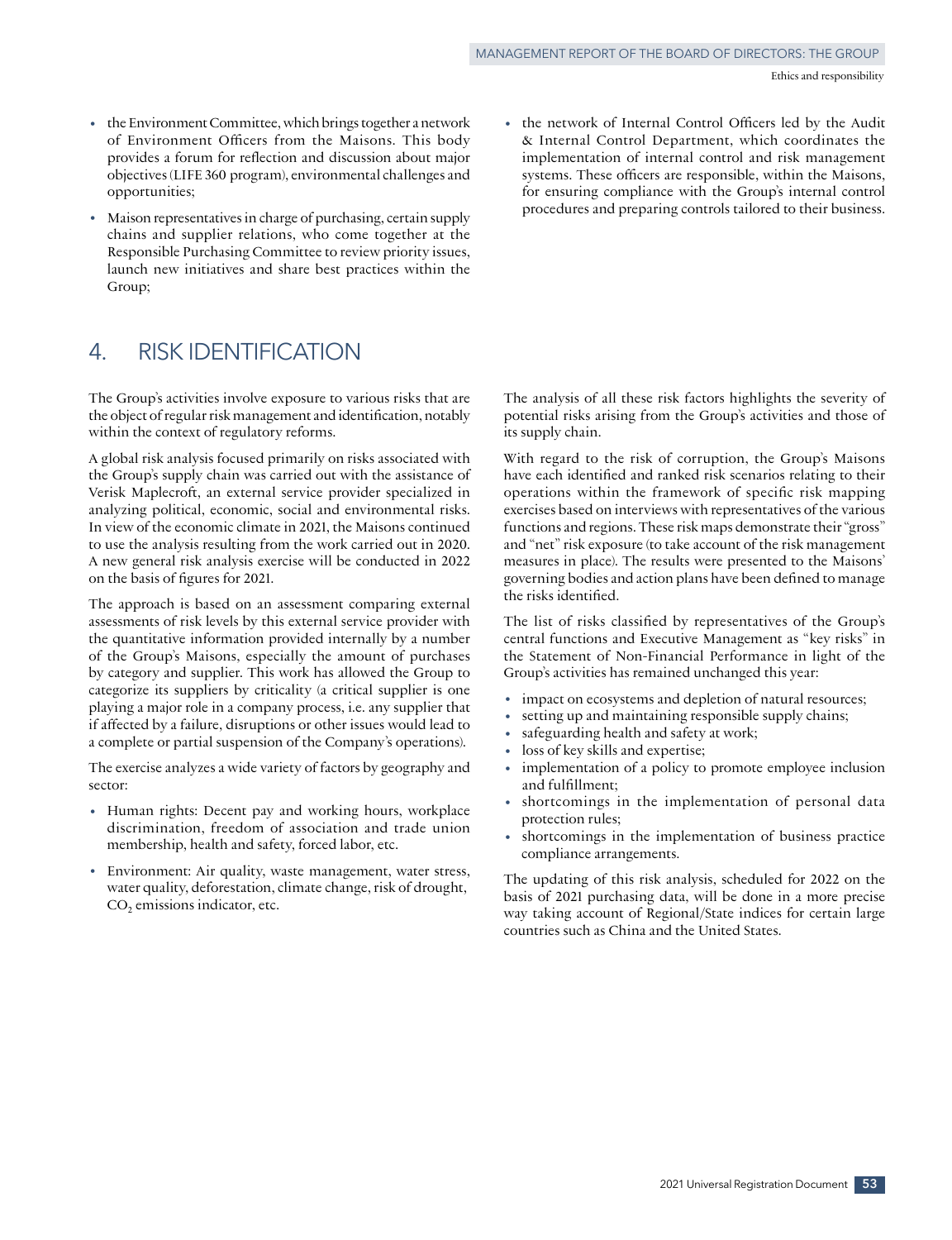- the Environment Committee, which brings together a network of Environment Officers from the Maisons. This body provides a forum for reflection and discussion about major objectives (LIFE 360 program), environmental challenges and opportunities;
- Maison representatives in charge of purchasing, certain supply chains and supplier relations, who come together at the Responsible Purchasing Committee to review priority issues, launch new initiatives and share best practices within the Group;
- the network of Internal Control Officers led by the Audit & Internal Control Department, which coordinates the implementation of internal control and risk management systems. These officers are responsible, within the Maisons, for ensuring compliance with the Group's internal control procedures and preparing controls tailored to their business.

# 4. RISK IDENTIFICATION

The Group's activities involve exposure to various risks that are the object of regular risk management and identification, notably within the context of regulatory reforms.

A global risk analysis focused primarily on risks associated with the Group's supply chain was carried out with the assistance of Verisk Maplecroft, an external service provider specialized in analyzing political, economic, social and environmental risks. In view of the economic climate in 2021, the Maisons continued to use the analysis resulting from the work carried out in 2020. A new general risk analysis exercise will be conducted in 2022 on the basis of figures for 2021.

The approach is based on an assessment comparing external assessments of risk levels by this external service provider with the quantitative information provided internally by a number of the Group's Maisons, especially the amount of purchases by category and supplier. This work has allowed the Group to categorize its suppliers by criticality (a critical supplier is one playing a major role in a company process, i.e. any supplier that if affected by a failure, disruptions or other issues would lead to a complete or partial suspension of the Company's operations).

The exercise analyzes a wide variety of factors by geography and sector:

- Human rights: Decent pay and working hours, workplace discrimination, freedom of association and trade union membership, health and safety, forced labor, etc.
- Environment: Air quality, waste management, water stress, water quality, deforestation, climate change, risk of drought, $CO_2$ emissions indicator, etc.

The analysis of all these risk factors highlights the severity of potential risks arising from the Group's activities and those of its supply chain.

With regard to the risk of corruption, the Group's Maisons have each identified and ranked risk scenarios relating to their operations within the framework of specific risk mapping exercises based on interviews with representatives of the various functions and regions. These risk maps demonstrate their "gross" and "net" risk exposure (to take account of the risk management measures in place). The results were presented to the Maisons' governing bodies and action plans have been defined to manage the risks identified.

The list of risks classified by representatives of the Group's central functions and Executive Management as "key risks" in the Statement of Non-Financial Performance in light of the Group's activities has remained unchanged this year:

- impact on ecosystems and depletion of natural resources;
- setting up and maintaining responsible supply chains;
- safeguarding health and safety at work;
- loss of key skills and expertise;
- implementation of a policy to promote employee inclusion and fulfillment;
- shortcomings in the implementation of personal data protection rules;
- shortcomings in the implementation of business practice compliance arrangements.

The updating of this risk analysis, scheduled for 2022 on the basis of 2021 purchasing data, will be done in a more precise way taking account of Regional/State indices for certain large countries such as China and the United States.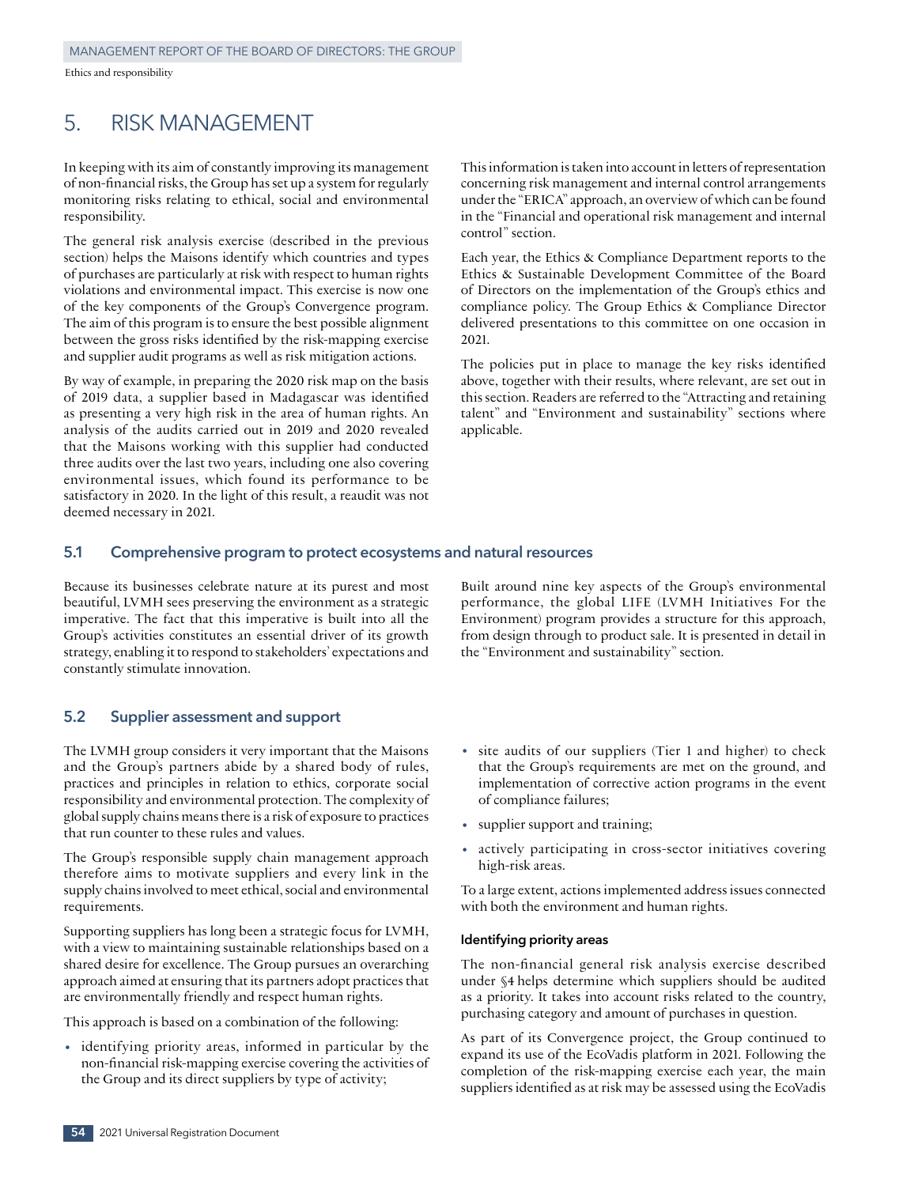# 5. RISK MANAGEMENT

In keeping with its aim of constantly improving its management of non-financial risks, the Group has set up a system for regularly monitoring risks relating to ethical, social and environmental responsibility.

The general risk analysis exercise (described in the previous section) helps the Maisons identify which countries and types of purchases are particularly at risk with respect to human rights violations and environmental impact. This exercise is now one of the key components of the Group's Convergence program. The aim of this program is to ensure the best possible alignment between the gross risks identified by the risk-mapping exercise and supplier audit programs as well as risk mitigation actions.

By way of example, in preparing the 2020 risk map on the basis of 2019 data, a supplier based in Madagascar was identified as presenting a very high risk in the area of human rights. An analysis of the audits carried out in 2019 and 2020 revealed that the Maisons working with this supplier had conducted three audits over the last two years, including one also covering environmental issues, which found its performance to be satisfactory in 2020. In the light of this result, a reaudit was not deemed necessary in 2021.

This information is taken into account in letters of representation concerning risk management and internal control arrangements under the "ERICA" approach, an overview of which can be found in the "Financial and operational risk management and internal control" section.

Each year, the Ethics & Compliance Department reports to the Ethics & Sustainable Development Committee of the Board of Directors on the implementation of the Group's ethics and compliance policy. The Group Ethics & Compliance Director delivered presentations to this committee on one occasion in 2021.

The policies put in place to manage the key risks identified above, together with their results, where relevant, are set out in this section. Readers are referred to the "Attracting and retaining talent" and "Environment and sustainability" sections where applicable.

## 5.1 Comprehensive program to protect ecosystems and natural resources

Because its businesses celebrate nature at its purest and most beautiful, LVMH sees preserving the environment as a strategic imperative. The fact that this imperative is built into all the Group's activities constitutes an essential driver of its growth strategy, enabling it to respond to stakeholders' expectations and constantly stimulate innovation.

Built around nine key aspects of the Group's environmental performance, the global LIFE (LVMH Initiatives For the Environment) program provides a structure for this approach, from design through to product sale. It is presented in detail in the "Environment and sustainability" section.

## 5.2 Supplier assessment and support

The LVMH group considers it very important that the Maisons and the Group's partners abide by a shared body of rules, practices and principles in relation to ethics, corporate social responsibility and environmental protection. The complexity of global supply chains means there is a risk of exposure to practices that run counter to these rules and values.

The Group's responsible supply chain management approach therefore aims to motivate suppliers and every link in the supply chains involved to meet ethical, social and environmental requirements.

Supporting suppliers has long been a strategic focus for LVMH, with a view to maintaining sustainable relationships based on a shared desire for excellence. The Group pursues an overarching approach aimed at ensuring that its partners adopt practices that are environmentally friendly and respect human rights.

This approach is based on a combination of the following:

- identifying priority areas, informed in particular by the non-financial risk-mapping exercise covering the activities of the Group and its direct suppliers by type of activity;
- site audits of our suppliers (Tier 1 and higher) to check that the Group's requirements are met on the ground, and implementation of corrective action programs in the event of compliance failures;
- supplier support and training;
- actively participating in cross-sector initiatives covering high-risk areas.

To a large extent, actions implemented address issues connected with both the environment and human rights.

### Identifying priority areas

The non-financial general risk analysis exercise described under §4 helps determine which suppliers should be audited as a priority. It takes into account risks related to the country, purchasing category and amount of purchases in question.

As part of its Convergence project, the Group continued to expand its use of the EcoVadis platform in 2021. Following the completion of the risk-mapping exercise each year, the main suppliers identified as at risk may be assessed using the EcoVadis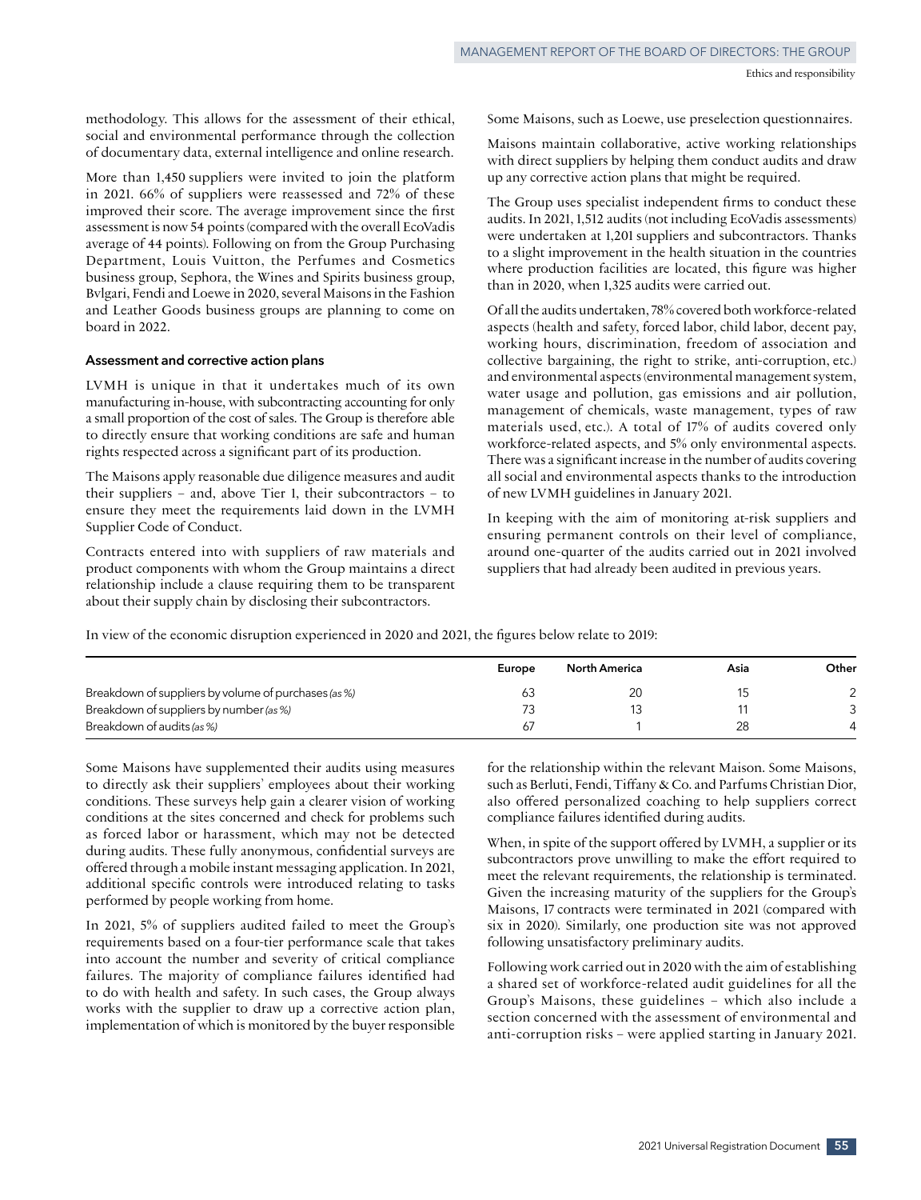methodology. This allows for the assessment of their ethical, social and environmental performance through the collection of documentary data, external intelligence and online research.

More than 1,450 suppliers were invited to join the platform in 2021. 66% of suppliers were reassessed and 72% of these improved their score. The average improvement since the first assessment is now 54 points (compared with the overall EcoVadis average of 44 points). Following on from the Group Purchasing Department, Louis Vuitton, the Perfumes and Cosmetics business group, Sephora, the Wines and Spirits business group, Bvlgari, Fendi and Loewe in 2020, several Maisons in the Fashion and Leather Goods business groups are planning to come on board in 2022.

#### Assessment and corrective action plans

LVMH is unique in that it undertakes much of its own manufacturing in-house, with subcontracting accounting for only a small proportion of the cost of sales. The Group is therefore able to directly ensure that working conditions are safe and human rights respected across a significant part of its production.

The Maisons apply reasonable due diligence measures and audit their suppliers – and, above Tier 1, their subcontractors – to ensure they meet the requirements laid down in the LVMH Supplier Code of Conduct.

Contracts entered into with suppliers of raw materials and product components with whom the Group maintains a direct relationship include a clause requiring them to be transparent about their supply chain by disclosing their subcontractors.

Some Maisons, such as Loewe, use preselection questionnaires.

Maisons maintain collaborative, active working relationships with direct suppliers by helping them conduct audits and draw up any corrective action plans that might be required.

The Group uses specialist independent firms to conduct these audits. In 2021, 1,512 audits (not including EcoVadis assessments) were undertaken at 1,201 suppliers and subcontractors. Thanks to a slight improvement in the health situation in the countries where production facilities are located, this figure was higher than in 2020, when 1,325 audits were carried out.

Of all the audits undertaken, 78% covered both workforce-related aspects (health and safety, forced labor, child labor, decent pay, working hours, discrimination, freedom of association and collective bargaining, the right to strike, anti-corruption, etc.) and environmental aspects (environmental management system, water usage and pollution, gas emissions and air pollution, management of chemicals, waste management, types of raw materials used, etc.). A total of 17% of audits covered only workforce-related aspects, and 5% only environmental aspects. There was a significant increase in the number of audits covering all social and environmental aspects thanks to the introduction of new LVMH guidelines in January 2021.

In keeping with the aim of monitoring at-risk suppliers and ensuring permanent controls on their level of compliance, around one-quarter of the audits carried out in 2021 involved suppliers that had already been audited in previous years.

In view of the economic disruption experienced in 2020 and 2021, the figures below relate to 2019:

| | Europe | North America | Asia | Other |
|---|---|---|---|---|
| Breakdown of suppliers by volume of purchases *(as %)* | 63 | 20 | 15 | 2 |
| Breakdown of suppliers by number *(as %)* | 73 | 13 | 11 | 3 |
| Breakdown of audits *(as %)* | 67 | 1 | 28 | 4 |

Some Maisons have supplemented their audits using measures to directly ask their suppliers' employees about their working conditions. These surveys help gain a clearer vision of working conditions at the sites concerned and check for problems such as forced labor or harassment, which may not be detected during audits. These fully anonymous, confidential surveys are offered through a mobile instant messaging application. In 2021, additional specific controls were introduced relating to tasks performed by people working from home.

In 2021, 5% of suppliers audited failed to meet the Group's requirements based on a four-tier performance scale that takes into account the number and severity of critical compliance failures. The majority of compliance failures identified had to do with health and safety. In such cases, the Group always works with the supplier to draw up a corrective action plan, implementation of which is monitored by the buyer responsible for the relationship within the relevant Maison. Some Maisons, such as Berluti, Fendi, Tiffany & Co. and Parfums Christian Dior, also offered personalized coaching to help suppliers correct compliance failures identified during audits.

When, in spite of the support offered by LVMH, a supplier or its subcontractors prove unwilling to make the effort required to meet the relevant requirements, the relationship is terminated. Given the increasing maturity of the suppliers for the Group's Maisons, 17 contracts were terminated in 2021 (compared with six in 2020). Similarly, one production site was not approved following unsatisfactory preliminary audits.

Following work carried out in 2020 with the aim of establishing a shared set of workforce-related audit guidelines for all the Group's Maisons, these guidelines – which also include a section concerned with the assessment of environmental and anti-corruption risks – were applied starting in January 2021.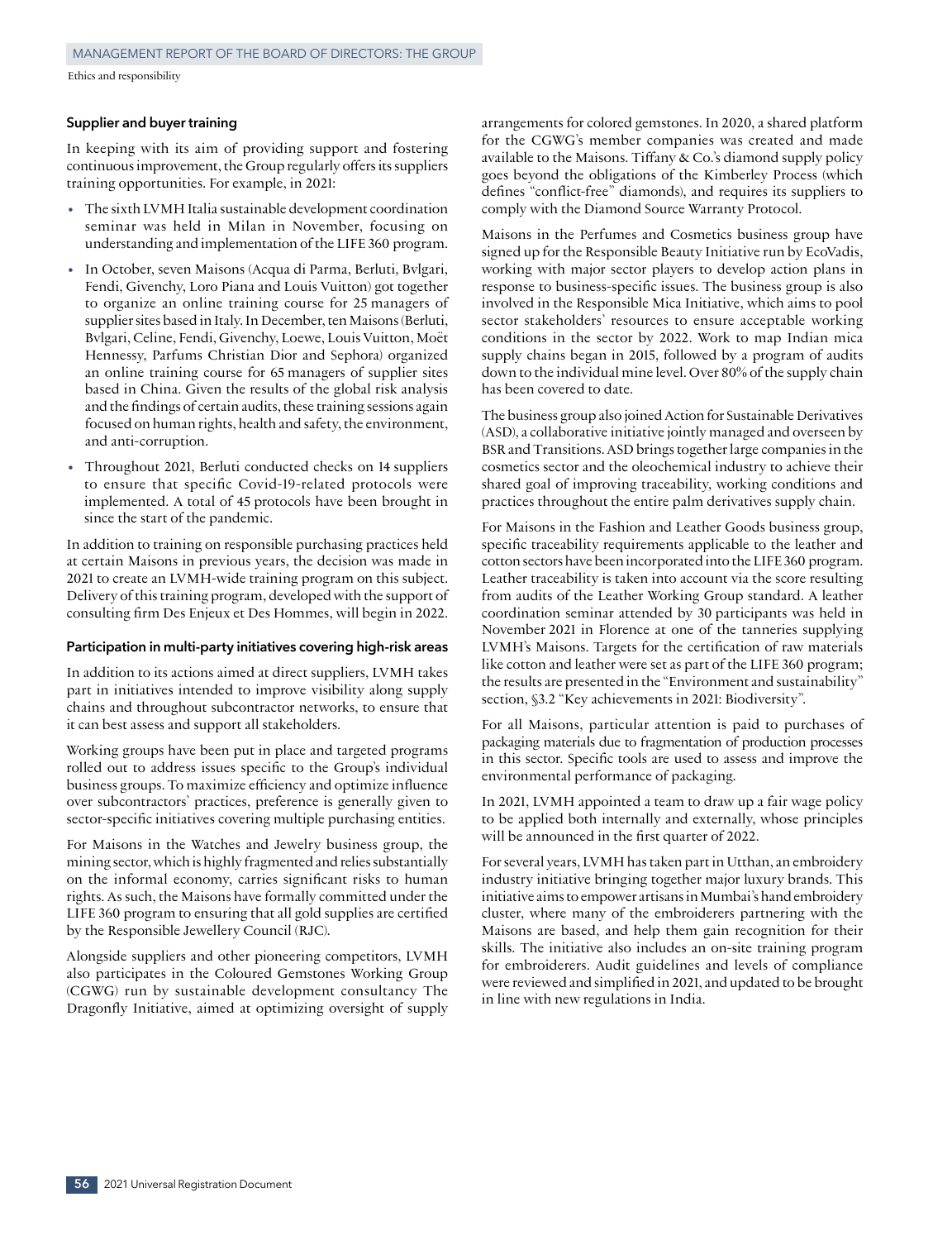### Supplier and buyer training

In keeping with its aim of providing support and fostering continuous improvement, the Group regularly offers its suppliers training opportunities. For example, in 2021:

- The sixth LVMH Italia sustainable development coordination seminar was held in Milan in November, focusing on understanding and implementation of the LIFE 360 program.
- In October, seven Maisons (Acqua di Parma, Berluti, Bvlgari, Fendi, Givenchy, Loro Piana and Louis Vuitton) got together to organize an online training course for 25 managers of supplier sites based in Italy. In December, ten Maisons (Berluti, Bvlgari, Celine, Fendi, Givenchy, Loewe, Louis Vuitton, Moët Hennessy, Parfums Christian Dior and Sephora) organized an online training course for 65 managers of supplier sites based in China. Given the results of the global risk analysis and the findings of certain audits, these training sessions again focused on human rights, health and safety, the environment, and anti-corruption.
- Throughout 2021, Berluti conducted checks on 14 suppliers to ensure that specific Covid-19-related protocols were implemented. A total of 45 protocols have been brought in since the start of the pandemic.

In addition to training on responsible purchasing practices held at certain Maisons in previous years, the decision was made in 2021 to create an LVMH-wide training program on this subject. Delivery of this training program, developed with the support of consulting firm Des Enjeux et Des Hommes, will begin in 2022.

### Participation in multi-party initiatives covering high-risk areas

In addition to its actions aimed at direct suppliers, LVMH takes part in initiatives intended to improve visibility along supply chains and throughout subcontractor networks, to ensure that it can best assess and support all stakeholders.

Working groups have been put in place and targeted programs rolled out to address issues specific to the Group's individual business groups. To maximize efficiency and optimize influence over subcontractors' practices, preference is generally given to sector-specific initiatives covering multiple purchasing entities.

For Maisons in the Watches and Jewelry business group, the mining sector, which is highly fragmented and relies substantially on the informal economy, carries significant risks to human rights. As such, the Maisons have formally committed under the LIFE 360 program to ensuring that all gold supplies are certified by the Responsible Jewellery Council (RJC).

Alongside suppliers and other pioneering competitors, LVMH also participates in the Coloured Gemstones Working Group (CGWG) run by sustainable development consultancy The Dragonfly Initiative, aimed at optimizing oversight of supply arrangements for colored gemstones. In 2020, a shared platform for the CGWG's member companies was created and made available to the Maisons. Tiffany & Co.'s diamond supply policy goes beyond the obligations of the Kimberley Process (which defines "conflict-free" diamonds), and requires its suppliers to comply with the Diamond Source Warranty Protocol.

Maisons in the Perfumes and Cosmetics business group have signed up for the Responsible Beauty Initiative run by EcoVadis, working with major sector players to develop action plans in response to business-specific issues. The business group is also involved in the Responsible Mica Initiative, which aims to pool sector stakeholders' resources to ensure acceptable working conditions in the sector by 2022. Work to map Indian mica supply chains began in 2015, followed by a program of audits down to the individual mine level. Over 80% of the supply chain has been covered to date.

The business group also joined Action for Sustainable Derivatives (ASD), a collaborative initiative jointly managed and overseen by BSR and Transitions. ASD brings together large companies in the cosmetics sector and the oleochemical industry to achieve their shared goal of improving traceability, working conditions and practices throughout the entire palm derivatives supply chain.

For Maisons in the Fashion and Leather Goods business group, specific traceability requirements applicable to the leather and cotton sectors have been incorporated into the LIFE 360 program. Leather traceability is taken into account via the score resulting from audits of the Leather Working Group standard. A leather coordination seminar attended by 30 participants was held in November 2021 in Florence at one of the tanneries supplying LVMH's Maisons. Targets for the certification of raw materials like cotton and leather were set as part of the LIFE 360 program; the results are presented in the "Environment and sustainability" section, §3.2 "Key achievements in 2021: Biodiversity".

For all Maisons, particular attention is paid to purchases of packaging materials due to fragmentation of production processes in this sector. Specific tools are used to assess and improve the environmental performance of packaging.

In 2021, LVMH appointed a team to draw up a fair wage policy to be applied both internally and externally, whose principles will be announced in the first quarter of 2022.

For several years, LVMH has taken part in Utthan, an embroidery industry initiative bringing together major luxury brands. This initiative aims to empower artisans in Mumbai's hand embroidery cluster, where many of the embroiderers partnering with the Maisons are based, and help them gain recognition for their skills. The initiative also includes an on-site training program for embroiderers. Audit guidelines and levels of compliance were reviewed and simplified in 2021, and updated to be brought in line with new regulations in India.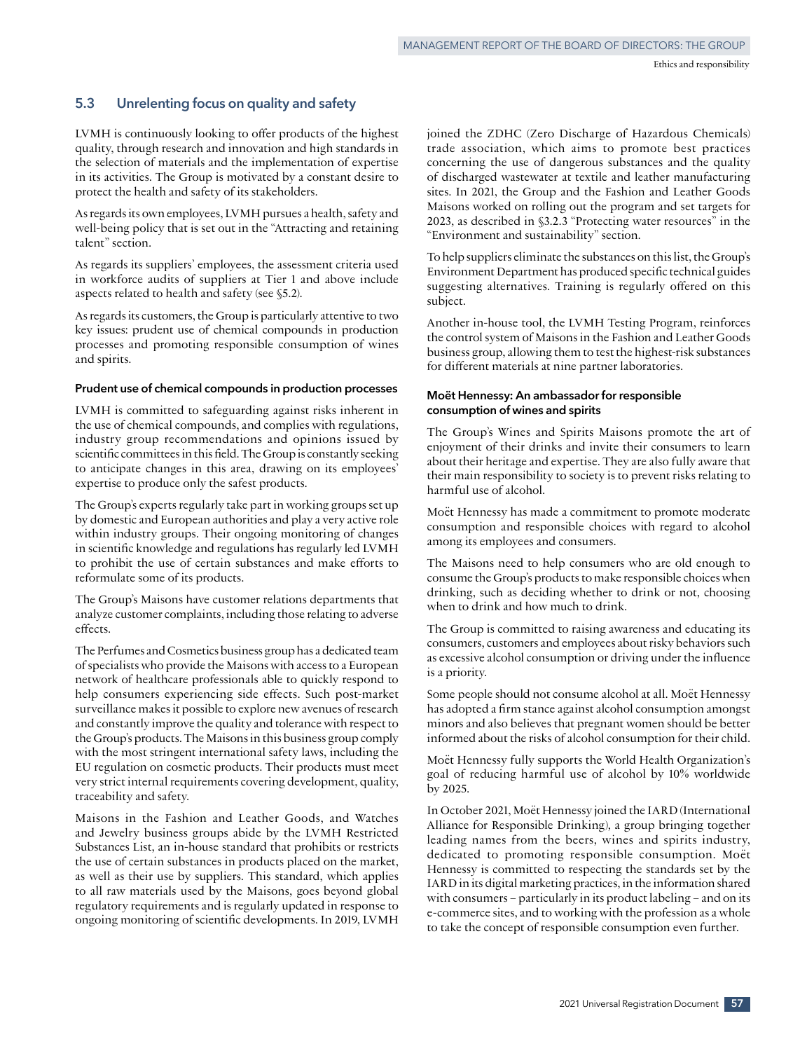## 5.3 Unrelenting focus on quality and safety

LVMH is continuously looking to offer products of the highest quality, through research and innovation and high standards in the selection of materials and the implementation of expertise in its activities. The Group is motivated by a constant desire to protect the health and safety of its stakeholders.

As regards its own employees, LVMH pursues a health, safety and well-being policy that is set out in the "Attracting and retaining talent" section.

As regards its suppliers' employees, the assessment criteria used in workforce audits of suppliers at Tier 1 and above include aspects related to health and safety (see §5.2).

As regards its customers, the Group is particularly attentive to two key issues: prudent use of chemical compounds in production processes and promoting responsible consumption of wines and spirits.

### Prudent use of chemical compounds in production processes

LVMH is committed to safeguarding against risks inherent in the use of chemical compounds, and complies with regulations, industry group recommendations and opinions issued by scientific committees in this field. The Group is constantly seeking to anticipate changes in this area, drawing on its employees' expertise to produce only the safest products.

The Group's experts regularly take part in working groups set up by domestic and European authorities and play a very active role within industry groups. Their ongoing monitoring of changes in scientific knowledge and regulations has regularly led LVMH to prohibit the use of certain substances and make efforts to reformulate some of its products.

The Group's Maisons have customer relations departments that analyze customer complaints, including those relating to adverse effects.

The Perfumes and Cosmetics business group has a dedicated team of specialists who provide the Maisons with access to a European network of healthcare professionals able to quickly respond to help consumers experiencing side effects. Such post-market surveillance makes it possible to explore new avenues of research and constantly improve the quality and tolerance with respect to the Group's products. The Maisons in this business group comply with the most stringent international safety laws, including the EU regulation on cosmetic products. Their products must meet very strict internal requirements covering development, quality, traceability and safety.

Maisons in the Fashion and Leather Goods, and Watches and Jewelry business groups abide by the LVMH Restricted Substances List, an in-house standard that prohibits or restricts the use of certain substances in products placed on the market, as well as their use by suppliers. This standard, which applies to all raw materials used by the Maisons, goes beyond global regulatory requirements and is regularly updated in response to ongoing monitoring of scientific developments. In 2019, LVMH joined the ZDHC (Zero Discharge of Hazardous Chemicals) trade association, which aims to promote best practices concerning the use of dangerous substances and the quality of discharged wastewater at textile and leather manufacturing sites. In 2021, the Group and the Fashion and Leather Goods Maisons worked on rolling out the program and set targets for 2023, as described in §3.2.3 "Protecting water resources" in the "Environment and sustainability" section.

To help suppliers eliminate the substances on this list, the Group's Environment Department has produced specific technical guides suggesting alternatives. Training is regularly offered on this subject.

Another in-house tool, the LVMH Testing Program, reinforces the control system of Maisons in the Fashion and Leather Goods business group, allowing them to test the highest-risk substances for different materials at nine partner laboratories.

### Moët Hennessy: An ambassador for responsible consumption of wines and spirits

The Group's Wines and Spirits Maisons promote the art of enjoyment of their drinks and invite their consumers to learn about their heritage and expertise. They are also fully aware that their main responsibility to society is to prevent risks relating to harmful use of alcohol.

Moët Hennessy has made a commitment to promote moderate consumption and responsible choices with regard to alcohol among its employees and consumers.

The Maisons need to help consumers who are old enough to consume the Group's products to make responsible choices when drinking, such as deciding whether to drink or not, choosing when to drink and how much to drink.

The Group is committed to raising awareness and educating its consumers, customers and employees about risky behaviors such as excessive alcohol consumption or driving under the influence is a priority.

Some people should not consume alcohol at all. Moët Hennessy has adopted a firm stance against alcohol consumption amongst minors and also believes that pregnant women should be better informed about the risks of alcohol consumption for their child.

Moët Hennessy fully supports the World Health Organization's goal of reducing harmful use of alcohol by 10% worldwide by 2025.

In October 2021, Moët Hennessy joined the IARD (International Alliance for Responsible Drinking), a group bringing together leading names from the beers, wines and spirits industry, dedicated to promoting responsible consumption. Moët Hennessy is committed to respecting the standards set by the IARD in its digital marketing practices, in the information shared with consumers – particularly in its product labeling – and on its e-commerce sites, and to working with the profession as a whole to take the concept of responsible consumption even further.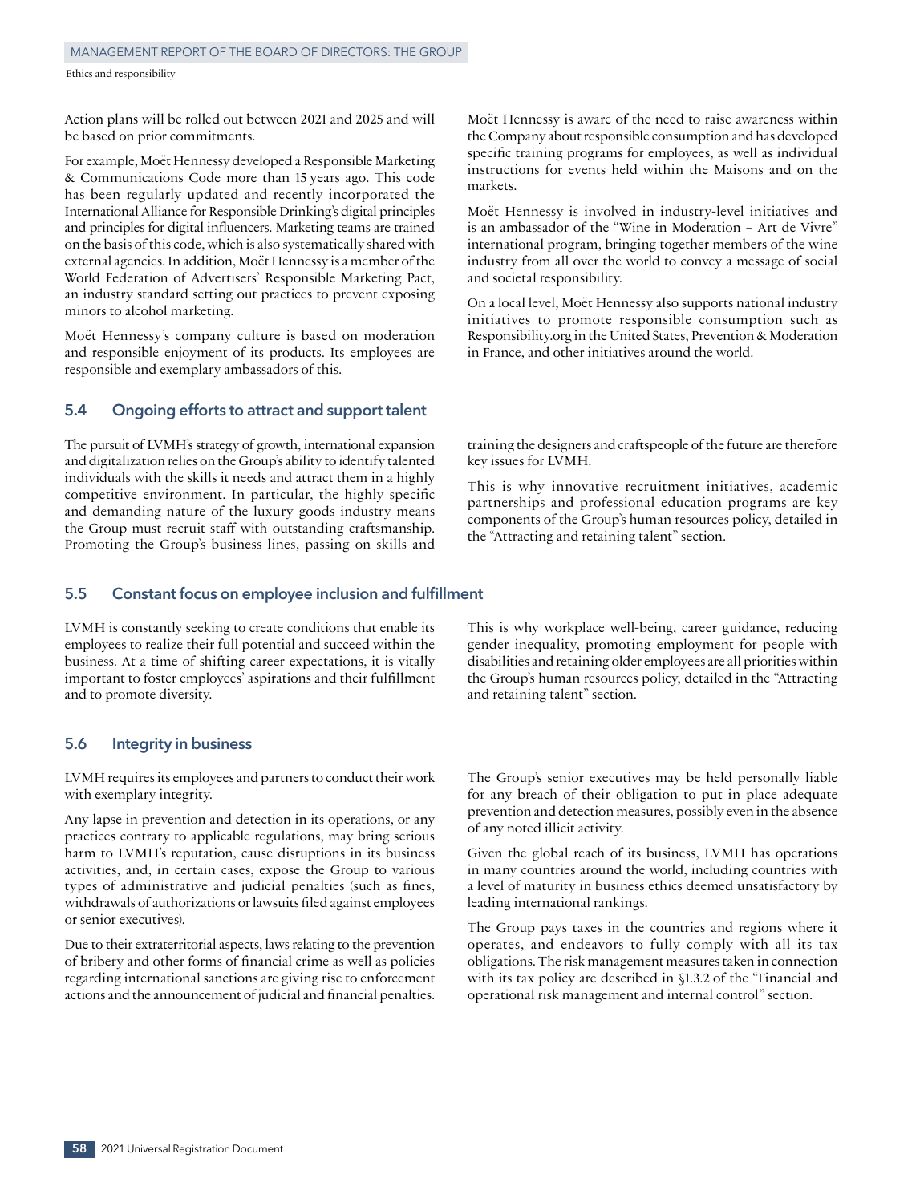Action plans will be rolled out between 2021 and 2025 and will be based on prior commitments.

For example, Moët Hennessy developed a Responsible Marketing & Communications Code more than 15 years ago. This code has been regularly updated and recently incorporated the International Alliance for Responsible Drinking's digital principles and principles for digital influencers. Marketing teams are trained on the basis of this code, which is also systematically shared with external agencies. In addition, Moët Hennessy is a member of the World Federation of Advertisers' Responsible Marketing Pact, an industry standard setting out practices to prevent exposing minors to alcohol marketing.

Moët Hennessy's company culture is based on moderation and responsible enjoyment of its products. Its employees are responsible and exemplary ambassadors of this.

Moët Hennessy is aware of the need to raise awareness within the Company about responsible consumption and has developed specific training programs for employees, as well as individual instructions for events held within the Maisons and on the markets.

Moët Hennessy is involved in industry-level initiatives and is an ambassador of the "Wine in Moderation – Art de Vivre" international program, bringing together members of the wine industry from all over the world to convey a message of social and societal responsibility.

On a local level, Moët Hennessy also supports national industry initiatives to promote responsible consumption such as Responsibility.org in the United States, Prevention & Moderation in France, and other initiatives around the world.

## 5.4 Ongoing efforts to attract and support talent

The pursuit of LVMH's strategy of growth, international expansion and digitalization relies on the Group's ability to identify talented individuals with the skills it needs and attract them in a highly competitive environment. In particular, the highly specific and demanding nature of the luxury goods industry means the Group must recruit staff with outstanding craftsmanship. Promoting the Group's business lines, passing on skills and training the designers and craftspeople of the future are therefore key issues for LVMH.

This is why innovative recruitment initiatives, academic partnerships and professional education programs are key components of the Group's human resources policy, detailed in the "Attracting and retaining talent" section.

## 5.5 Constant focus on employee inclusion and fulfillment

LVMH is constantly seeking to create conditions that enable its employees to realize their full potential and succeed within the business. At a time of shifting career expectations, it is vitally important to foster employees' aspirations and their fulfillment and to promote diversity.

This is why workplace well-being, career guidance, reducing gender inequality, promoting employment for people with disabilities and retaining older employees are all priorities within the Group's human resources policy, detailed in the "Attracting and retaining talent" section.

## 5.6 Integrity in business

LVMH requires its employees and partners to conduct their work with exemplary integrity.

Any lapse in prevention and detection in its operations, or any practices contrary to applicable regulations, may bring serious harm to LVMH's reputation, cause disruptions in its business activities, and, in certain cases, expose the Group to various types of administrative and judicial penalties (such as fines, withdrawals of authorizations or lawsuits filed against employees or senior executives).

Due to their extraterritorial aspects, laws relating to the prevention of bribery and other forms of financial crime as well as policies regarding international sanctions are giving rise to enforcement actions and the announcement of judicial and financial penalties.

The Group's senior executives may be held personally liable for any breach of their obligation to put in place adequate prevention and detection measures, possibly even in the absence of any noted illicit activity.

Given the global reach of its business, LVMH has operations in many countries around the world, including countries with a level of maturity in business ethics deemed unsatisfactory by leading international rankings.

The Group pays taxes in the countries and regions where it operates, and endeavors to fully comply with all its tax obligations. The risk management measures taken in connection with its tax policy are described in §1.3.2 of the "Financial and operational risk management and internal control" section.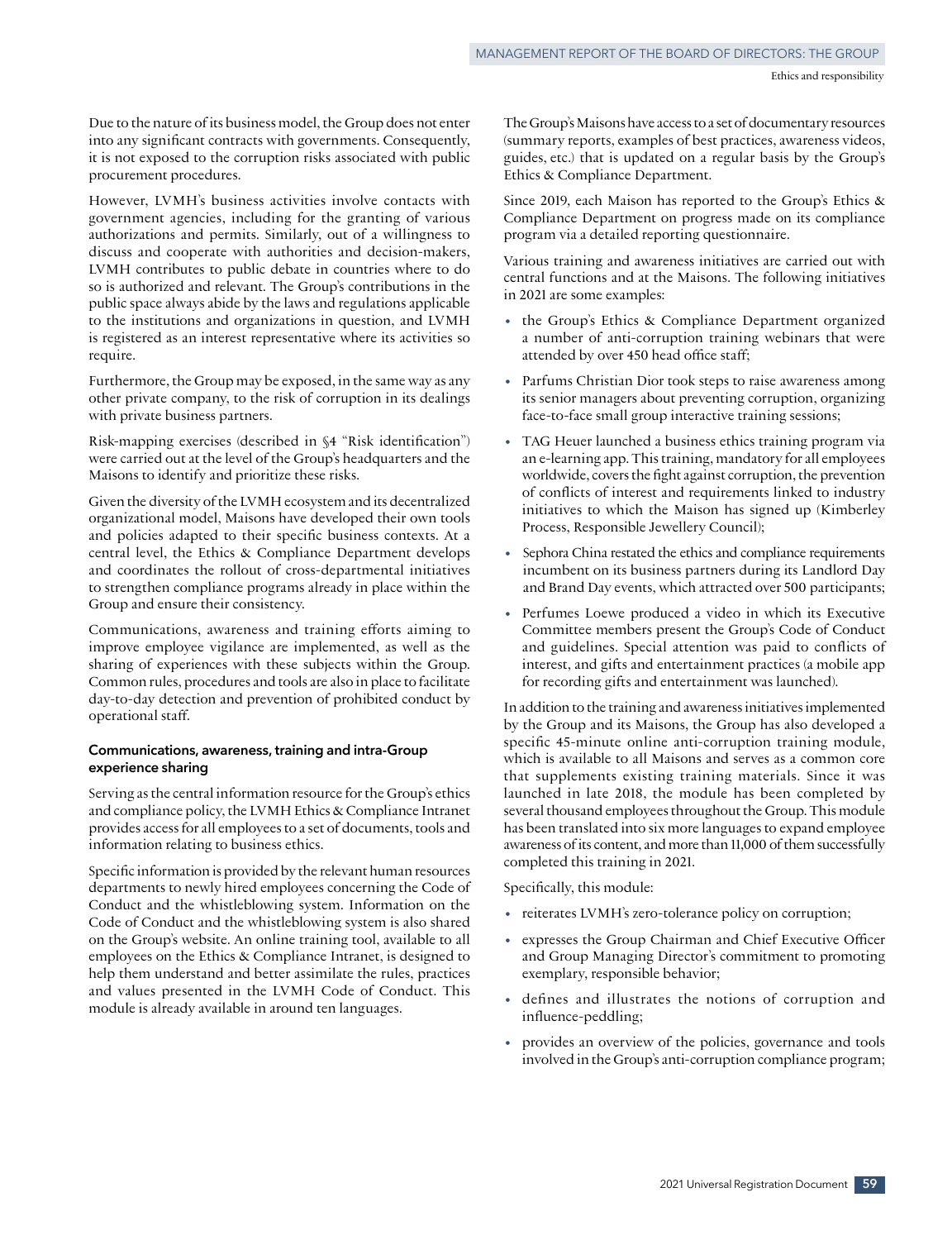Due to the nature of its business model, the Group does not enter into any significant contracts with governments. Consequently, it is not exposed to the corruption risks associated with public procurement procedures.

However, LVMH's business activities involve contacts with government agencies, including for the granting of various authorizations and permits. Similarly, out of a willingness to discuss and cooperate with authorities and decision-makers, LVMH contributes to public debate in countries where to do so is authorized and relevant. The Group's contributions in the public space always abide by the laws and regulations applicable to the institutions and organizations in question, and LVMH is registered as an interest representative where its activities so require.

Furthermore, the Group may be exposed, in the same way as any other private company, to the risk of corruption in its dealings with private business partners.

Risk-mapping exercises (described in §4 "Risk identification") were carried out at the level of the Group's headquarters and the Maisons to identify and prioritize these risks.

Given the diversity of the LVMH ecosystem and its decentralized organizational model, Maisons have developed their own tools and policies adapted to their specific business contexts. At a central level, the Ethics & Compliance Department develops and coordinates the rollout of cross-departmental initiatives to strengthen compliance programs already in place within the Group and ensure their consistency.

Communications, awareness and training efforts aiming to improve employee vigilance are implemented, as well as the sharing of experiences with these subjects within the Group. Common rules, procedures and tools are also in place to facilitate day-to-day detection and prevention of prohibited conduct by operational staff.

#### Communications, awareness, training and intra-Group experience sharing

Serving as the central information resource for the Group's ethics and compliance policy, the LVMH Ethics & Compliance Intranet provides access for all employees to a set of documents, tools and information relating to business ethics.

Specific information is provided by the relevant human resources departments to newly hired employees concerning the Code of Conduct and the whistleblowing system. Information on the Code of Conduct and the whistleblowing system is also shared on the Group's website. An online training tool, available to all employees on the Ethics & Compliance Intranet, is designed to help them understand and better assimilate the rules, practices and values presented in the LVMH Code of Conduct. This module is already available in around ten languages.

The Group's Maisons have access to a set of documentary resources (summary reports, examples of best practices, awareness videos, guides, etc.) that is updated on a regular basis by the Group's Ethics & Compliance Department.

Since 2019, each Maison has reported to the Group's Ethics & Compliance Department on progress made on its compliance program via a detailed reporting questionnaire.

Various training and awareness initiatives are carried out with central functions and at the Maisons. The following initiatives in 2021 are some examples:

- the Group's Ethics & Compliance Department organized a number of anti-corruption training webinars that were attended by over 450 head office staff;
- Parfums Christian Dior took steps to raise awareness among its senior managers about preventing corruption, organizing face-to-face small group interactive training sessions;
- TAG Heuer launched a business ethics training program via an e-learning app. This training, mandatory for all employees worldwide, covers the fight against corruption, the prevention of conflicts of interest and requirements linked to industry initiatives to which the Maison has signed up (Kimberley Process, Responsible Jewellery Council);
- Sephora China restated the ethics and compliance requirements incumbent on its business partners during its Landlord Day and Brand Day events, which attracted over 500 participants;
- Perfumes Loewe produced a video in which its Executive Committee members present the Group's Code of Conduct and guidelines. Special attention was paid to conflicts of interest, and gifts and entertainment practices (a mobile app for recording gifts and entertainment was launched).

In addition to the training and awareness initiatives implemented by the Group and its Maisons, the Group has also developed a specific 45-minute online anti-corruption training module, which is available to all Maisons and serves as a common core that supplements existing training materials. Since it was launched in late 2018, the module has been completed by several thousand employees throughout the Group. This module has been translated into six more languages to expand employee awareness of its content, and more than 11,000 of them successfully completed this training in 2021.

Specifically, this module:

- reiterates LVMH's zero-tolerance policy on corruption;
- expresses the Group Chairman and Chief Executive Officer and Group Managing Director's commitment to promoting exemplary, responsible behavior;
- defines and illustrates the notions of corruption and influence-peddling;
- provides an overview of the policies, governance and tools involved in the Group's anti-corruption compliance program;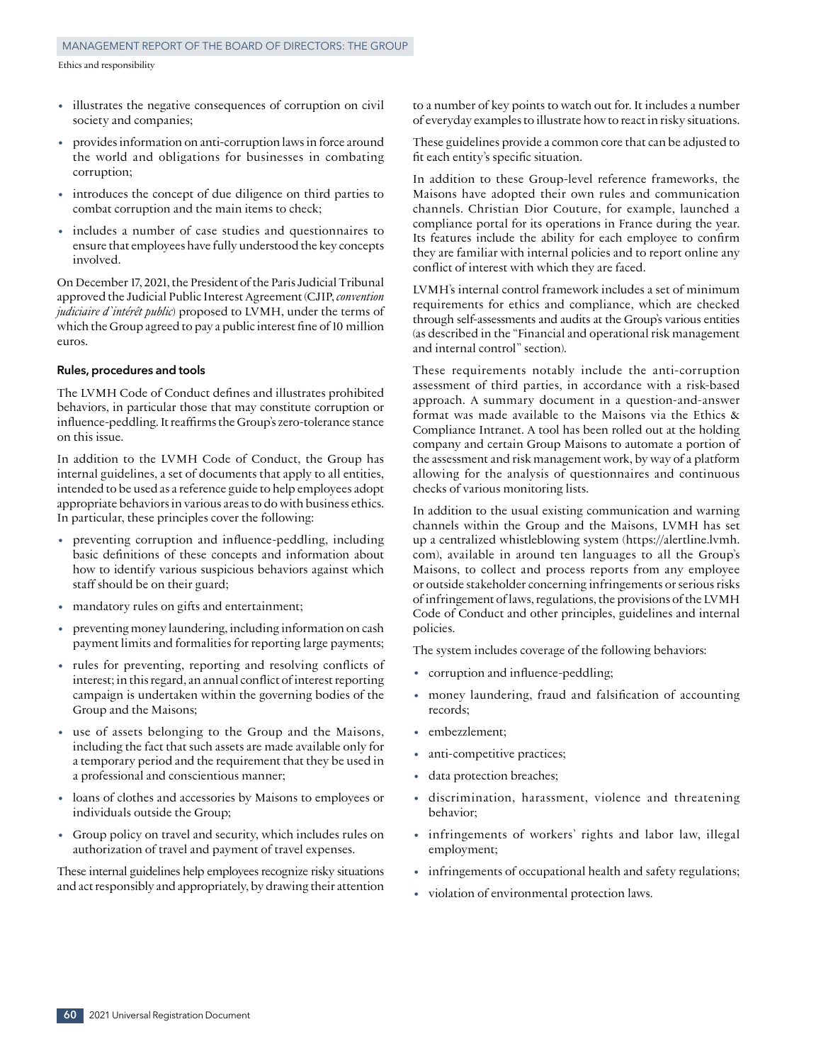- illustrates the negative consequences of corruption on civil society and companies;
- provides information on anti-corruption laws in force around the world and obligations for businesses in combating corruption;
- introduces the concept of due diligence on third parties to combat corruption and the main items to check;
- includes a number of case studies and questionnaires to ensure that employees have fully understood the key concepts involved.

On December 17, 2021, the President of the Paris Judicial Tribunal approved the Judicial Public Interest Agreement (CJIP, *convention judiciaire d'intérêt public*) proposed to LVMH, under the terms of which the Group agreed to pay a public interest fine of 10 million euros.

#### Rules, procedures and tools

The LVMH Code of Conduct defines and illustrates prohibited behaviors, in particular those that may constitute corruption or influence-peddling. It reaffirms the Group's zero-tolerance stance on this issue.

In addition to the LVMH Code of Conduct, the Group has internal guidelines, a set of documents that apply to all entities, intended to be used as a reference guide to help employees adopt appropriate behaviors in various areas to do with business ethics. In particular, these principles cover the following:

- preventing corruption and influence-peddling, including basic definitions of these concepts and information about how to identify various suspicious behaviors against which staff should be on their guard;
- mandatory rules on gifts and entertainment;
- preventing money laundering, including information on cash payment limits and formalities for reporting large payments;
- rules for preventing, reporting and resolving conflicts of interest; in this regard, an annual conflict of interest reporting campaign is undertaken within the governing bodies of the Group and the Maisons;
- use of assets belonging to the Group and the Maisons, including the fact that such assets are made available only for a temporary period and the requirement that they be used in a professional and conscientious manner;
- loans of clothes and accessories by Maisons to employees or individuals outside the Group;
- Group policy on travel and security, which includes rules on authorization of travel and payment of travel expenses.

These internal guidelines help employees recognize risky situations and act responsibly and appropriately, by drawing their attention to a number of key points to watch out for. It includes a number of everyday examples to illustrate how to react in risky situations.

These guidelines provide a common core that can be adjusted to fit each entity's specific situation.

In addition to these Group-level reference frameworks, the Maisons have adopted their own rules and communication channels. Christian Dior Couture, for example, launched a compliance portal for its operations in France during the year. Its features include the ability for each employee to confirm they are familiar with internal policies and to report online any conflict of interest with which they are faced.

LVMH's internal control framework includes a set of minimum requirements for ethics and compliance, which are checked through self-assessments and audits at the Group's various entities (as described in the "Financial and operational risk management and internal control" section).

These requirements notably include the anti-corruption assessment of third parties, in accordance with a risk-based approach. A summary document in a question-and-answer format was made available to the Maisons via the Ethics & Compliance Intranet. A tool has been rolled out at the holding company and certain Group Maisons to automate a portion of the assessment and risk management work, by way of a platform allowing for the analysis of questionnaires and continuous checks of various monitoring lists.

In addition to the usual existing communication and warning channels within the Group and the Maisons, LVMH has set up a centralized whistleblowing system (https://alertline.lvmh.com), available in around ten languages to all the Group's Maisons, to collect and process reports from any employee or outside stakeholder concerning infringements or serious risks of infringement of laws, regulations, the provisions of the LVMH Code of Conduct and other principles, guidelines and internal policies.

The system includes coverage of the following behaviors:

- corruption and influence-peddling;
- money laundering, fraud and falsification of accounting records;
- embezzlement;
- anti-competitive practices;
- data protection breaches;
- discrimination, harassment, violence and threatening behavior;
- infringements of workers' rights and labor law, illegal employment;
- infringements of occupational health and safety regulations;
- violation of environmental protection laws.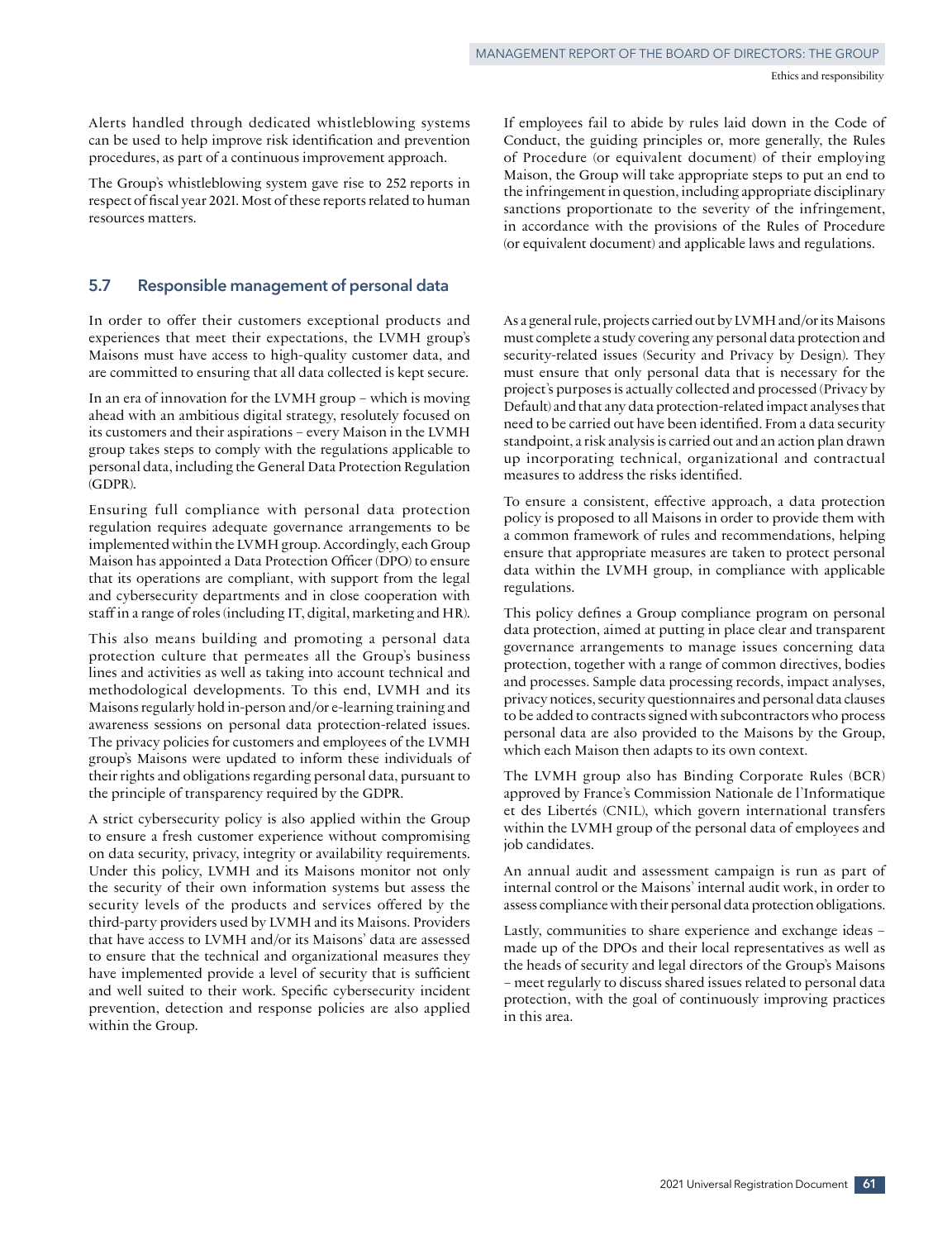Alerts handled through dedicated whistleblowing systems can be used to help improve risk identification and prevention procedures, as part of a continuous improvement approach.

The Group's whistleblowing system gave rise to 252 reports in respect of fiscal year 2021. Most of these reports related to human resources matters.

If employees fail to abide by rules laid down in the Code of Conduct, the guiding principles or, more generally, the Rules of Procedure (or equivalent document) of their employing Maison, the Group will take appropriate steps to put an end to the infringement in question, including appropriate disciplinary sanctions proportionate to the severity of the infringement, in accordance with the provisions of the Rules of Procedure (or equivalent document) and applicable laws and regulations.

## 5.7 Responsible management of personal data

In order to offer their customers exceptional products and experiences that meet their expectations, the LVMH group's Maisons must have access to high-quality customer data, and are committed to ensuring that all data collected is kept secure.

In an era of innovation for the LVMH group – which is moving ahead with an ambitious digital strategy, resolutely focused on its customers and their aspirations – every Maison in the LVMH group takes steps to comply with the regulations applicable to personal data, including the General Data Protection Regulation (GDPR).

Ensuring full compliance with personal data protection regulation requires adequate governance arrangements to be implemented within the LVMH group. Accordingly, each Group Maison has appointed a Data Protection Officer (DPO) to ensure that its operations are compliant, with support from the legal and cybersecurity departments and in close cooperation with staff in a range of roles (including IT, digital, marketing and HR).

This also means building and promoting a personal data protection culture that permeates all the Group's business lines and activities as well as taking into account technical and methodological developments. To this end, LVMH and its Maisons regularly hold in-person and/or e-learning training and awareness sessions on personal data protection-related issues. The privacy policies for customers and employees of the LVMH group's Maisons were updated to inform these individuals of their rights and obligations regarding personal data, pursuant to the principle of transparency required by the GDPR.

A strict cybersecurity policy is also applied within the Group to ensure a fresh customer experience without compromising on data security, privacy, integrity or availability requirements. Under this policy, LVMH and its Maisons monitor not only the security of their own information systems but assess the security levels of the products and services offered by the third-party providers used by LVMH and its Maisons. Providers that have access to LVMH and/or its Maisons' data are assessed to ensure that the technical and organizational measures they have implemented provide a level of security that is sufficient and well suited to their work. Specific cybersecurity incident prevention, detection and response policies are also applied within the Group.

As a general rule, projects carried out by LVMH and/or its Maisons must complete a study covering any personal data protection and security-related issues (Security and Privacy by Design). They must ensure that only personal data that is necessary for the project's purposes is actually collected and processed (Privacy by Default) and that any data protection-related impact analyses that need to be carried out have been identified. From a data security standpoint, a risk analysis is carried out and an action plan drawn up incorporating technical, organizational and contractual measures to address the risks identified.

To ensure a consistent, effective approach, a data protection policy is proposed to all Maisons in order to provide them with a common framework of rules and recommendations, helping ensure that appropriate measures are taken to protect personal data within the LVMH group, in compliance with applicable regulations.

This policy defines a Group compliance program on personal data protection, aimed at putting in place clear and transparent governance arrangements to manage issues concerning data protection, together with a range of common directives, bodies and processes. Sample data processing records, impact analyses, privacy notices, security questionnaires and personal data clauses to be added to contracts signed with subcontractors who process personal data are also provided to the Maisons by the Group, which each Maison then adapts to its own context.

The LVMH group also has Binding Corporate Rules (BCR) approved by France's Commission Nationale de l'Informatique et des Libertés (CNIL), which govern international transfers within the LVMH group of the personal data of employees and job candidates.

An annual audit and assessment campaign is run as part of internal control or the Maisons' internal audit work, in order to assess compliance with their personal data protection obligations.

Lastly, communities to share experience and exchange ideas – made up of the DPOs and their local representatives as well as the heads of security and legal directors of the Group's Maisons – meet regularly to discuss shared issues related to personal data protection, with the goal of continuously improving practices in this area.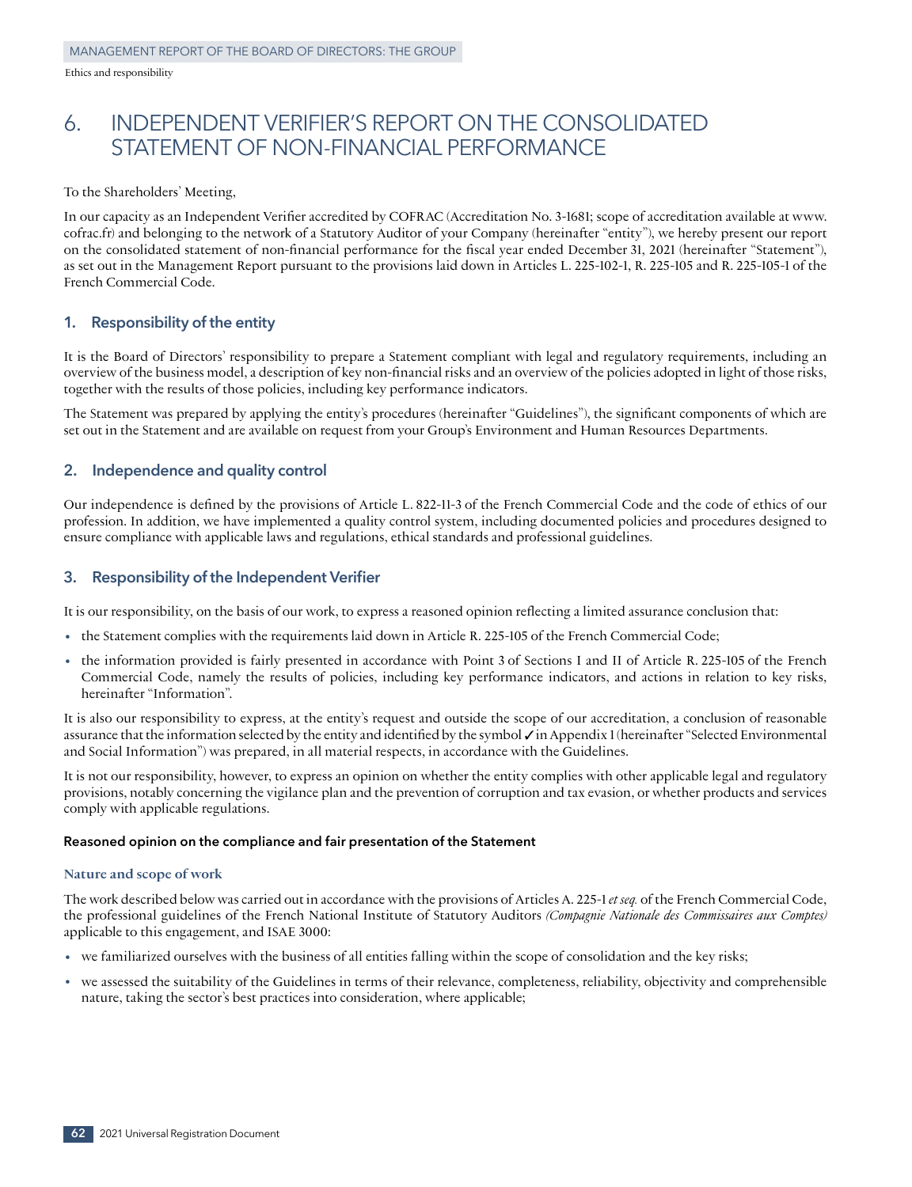# 6. INDEPENDENT VERIFIER'S REPORT ON THE CONSOLIDATED STATEMENT OF NON-FINANCIAL PERFORMANCE

To the Shareholders' Meeting,

In our capacity as an Independent Verifier accredited by COFRAC (Accreditation No. 3-1681; scope of accreditation available at www.cofrac.fr) and belonging to the network of a Statutory Auditor of your Company (hereinafter "entity"), we hereby present our report on the consolidated statement of non-financial performance for the fiscal year ended December 31, 2021 (hereinafter "Statement"), as set out in the Management Report pursuant to the provisions laid down in Articles L. 225-102-1, R. 225-105 and R. 225-105-1 of the French Commercial Code.

## 1. Responsibility of the entity

It is the Board of Directors' responsibility to prepare a Statement compliant with legal and regulatory requirements, including an overview of the business model, a description of key non-financial risks and an overview of the policies adopted in light of those risks, together with the results of those policies, including key performance indicators.

The Statement was prepared by applying the entity's procedures (hereinafter "Guidelines"), the significant components of which are set out in the Statement and are available on request from your Group's Environment and Human Resources Departments.

## 2. Independence and quality control

Our independence is defined by the provisions of Article L. 822-11-3 of the French Commercial Code and the code of ethics of our profession. In addition, we have implemented a quality control system, including documented policies and procedures designed to ensure compliance with applicable laws and regulations, ethical standards and professional guidelines.

## 3. Responsibility of the Independent Verifier

It is our responsibility, on the basis of our work, to express a reasoned opinion reflecting a limited assurance conclusion that:

- the Statement complies with the requirements laid down in Article R. 225-105 of the French Commercial Code;
- the information provided is fairly presented in accordance with Point 3 of Sections I and II of Article R. 225-105 of the French Commercial Code, namely the results of policies, including key performance indicators, and actions in relation to key risks, hereinafter "Information".

It is also our responsibility to express, at the entity's request and outside the scope of our accreditation, a conclusion of reasonable assurance that the information selected by the entity and identified by the symbol ✓ in Appendix 1 (hereinafter "Selected Environmental and Social Information") was prepared, in all material respects, in accordance with the Guidelines.

It is not our responsibility, however, to express an opinion on whether the entity complies with other applicable legal and regulatory provisions, notably concerning the vigilance plan and the prevention of corruption and tax evasion, or whether products and services comply with applicable regulations.

#### Reasoned opinion on the compliance and fair presentation of the Statement

##### Nature and scope of work

The work described below was carried out in accordance with the provisions of Articles A. 225-1 *et seq.* of the French Commercial Code, the professional guidelines of the French National Institute of Statutory Auditors *(Compagnie Nationale des Commissaires aux Comptes)* applicable to this engagement, and ISAE 3000:

- we familiarized ourselves with the business of all entities falling within the scope of consolidation and the key risks;
- we assessed the suitability of the Guidelines in terms of their relevance, completeness, reliability, objectivity and comprehensible nature, taking the sector's best practices into consideration, where applicable;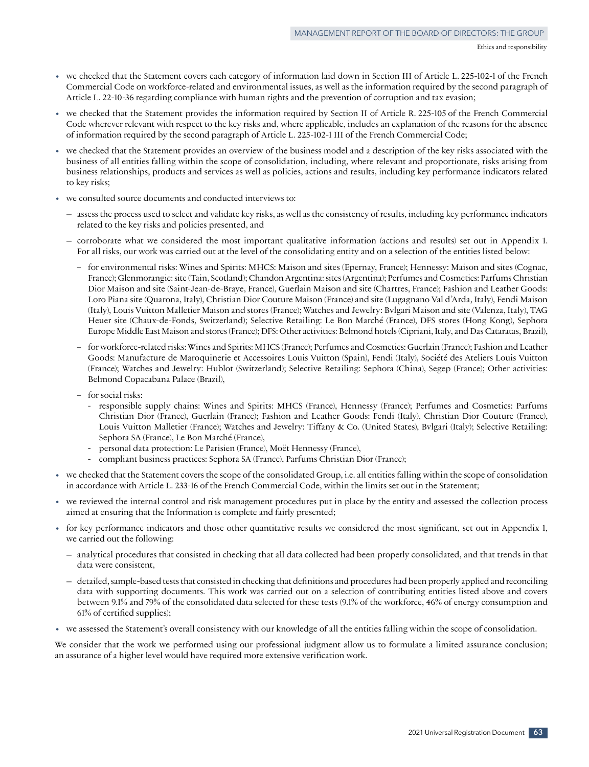- we checked that the Statement covers each category of information laid down in Section III of Article L. 225-102-1 of the French Commercial Code on workforce-related and environmental issues, as well as the information required by the second paragraph of Article L. 22-10-36 regarding compliance with human rights and the prevention of corruption and tax evasion;
- we checked that the Statement provides the information required by Section II of Article R. 225-105 of the French Commercial Code wherever relevant with respect to the key risks and, where applicable, includes an explanation of the reasons for the absence of information required by the second paragraph of Article L. 225-102-1 III of the French Commercial Code;
- we checked that the Statement provides an overview of the business model and a description of the key risks associated with the business of all entities falling within the scope of consolidation, including, where relevant and proportionate, risks arising from business relationships, products and services as well as policies, actions and results, including key performance indicators related to key risks;
- we consulted source documents and conducted interviews to:
  - assess the process used to select and validate key risks, as well as the consistency of results, including key performance indicators related to the key risks and policies presented, and
  - corroborate what we considered the most important qualitative information (actions and results) set out in Appendix 1. For all risks, our work was carried out at the level of the consolidating entity and on a selection of the entities listed below:
    - for environmental risks: Wines and Spirits: MHCS: Maison and sites (Epernay, France); Hennessy: Maison and sites (Cognac, France); Glenmorangie: site (Tain, Scotland); Chandon Argentina: sites (Argentina); Perfumes and Cosmetics: Parfums Christian Dior Maison and site (Saint-Jean-de-Braye, France), Guerlain Maison and site (Chartres, France); Fashion and Leather Goods: Loro Piana site (Quarona, Italy), Christian Dior Couture Maison (France) and site (Lugagnano Val d'Arda, Italy), Fendi Maison (Italy), Louis Vuitton Malletier Maison and stores (France); Watches and Jewelry: Bvlgari Maison and site (Valenza, Italy), TAG Heuer site (Chaux-de-Fonds, Switzerland); Selective Retailing: Le Bon Marché (France), DFS stores (Hong Kong), Sephora Europe Middle East Maison and stores (France); DFS: Other activities: Belmond hotels (Cipriani, Italy, and Das Cataratas, Brazil),
    - for workforce-related risks: Wines and Spirits: MHCS (France); Perfumes and Cosmetics: Guerlain (France); Fashion and Leather Goods: Manufacture de Maroquinerie et Accessoires Louis Vuitton (Spain), Fendi (Italy), Société des Ateliers Louis Vuitton (France); Watches and Jewelry: Hublot (Switzerland); Selective Retailing: Sephora (China), Segep (France); Other activities: Belmond Copacabana Palace (Brazil),
    - for social risks:
      - responsible supply chains: Wines and Spirits: MHCS (France), Hennessy (France); Perfumes and Cosmetics: Parfums Christian Dior (France), Guerlain (France); Fashion and Leather Goods: Fendi (Italy), Christian Dior Couture (France), Louis Vuitton Malletier (France); Watches and Jewelry: Tiffany & Co. (United States), Bvlgari (Italy); Selective Retailing: Sephora SA (France), Le Bon Marché (France),
      - personal data protection: Le Parisien (France), Moët Hennessy (France),
      - compliant business practices: Sephora SA (France), Parfums Christian Dior (France);
- we checked that the Statement covers the scope of the consolidated Group, i.e. all entities falling within the scope of consolidation in accordance with Article L. 233-16 of the French Commercial Code, within the limits set out in the Statement;
- we reviewed the internal control and risk management procedures put in place by the entity and assessed the collection process aimed at ensuring that the Information is complete and fairly presented;
- for key performance indicators and those other quantitative results we considered the most significant, set out in Appendix 1, we carried out the following:
  - analytical procedures that consisted in checking that all data collected had been properly consolidated, and that trends in that data were consistent,
  - detailed, sample-based tests that consisted in checking that definitions and procedures had been properly applied and reconciling data with supporting documents. This work was carried out on a selection of contributing entities listed above and covers between 9.1% and 79% of the consolidated data selected for these tests (9.1% of the workforce, 46% of energy consumption and 61% of certified supplies);
- we assessed the Statement's overall consistency with our knowledge of all the entities falling within the scope of consolidation.

We consider that the work we performed using our professional judgment allow us to formulate a limited assurance conclusion; an assurance of a higher level would have required more extensive verification work.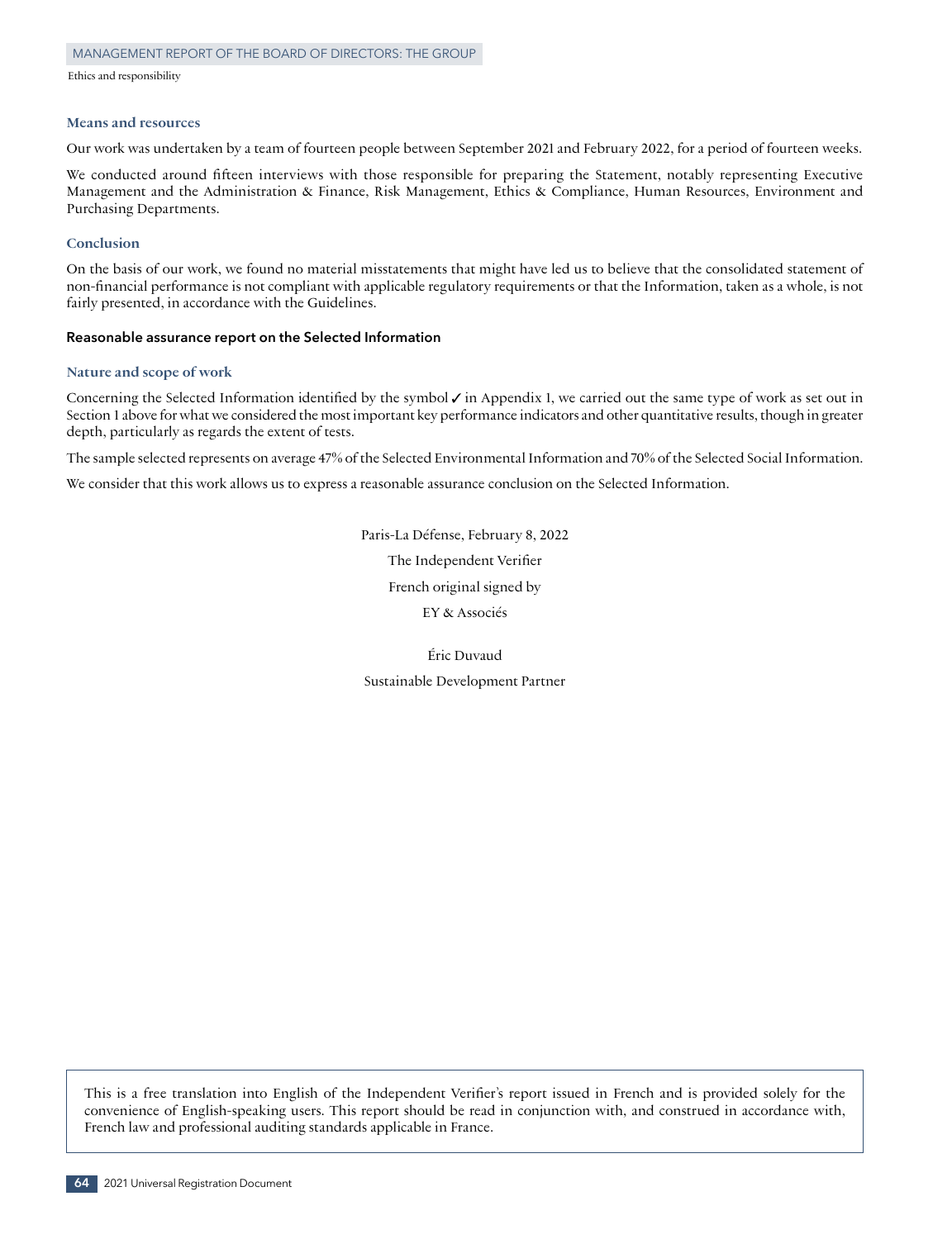### Means and resources

Our work was undertaken by a team of fourteen people between September 2021 and February 2022, for a period of fourteen weeks.

We conducted around fifteen interviews with those responsible for preparing the Statement, notably representing Executive Management and the Administration & Finance, Risk Management, Ethics & Compliance, Human Resources, Environment and Purchasing Departments.

### Conclusion

On the basis of our work, we found no material misstatements that might have led us to believe that the consolidated statement of non-financial performance is not compliant with applicable regulatory requirements or that the Information, taken as a whole, is not fairly presented, in accordance with the Guidelines.

## Reasonable assurance report on the Selected Information

### Nature and scope of work

Concerning the Selected Information identified by the symbol ✓ in Appendix 1, we carried out the same type of work as set out in Section 1 above for what we considered the most important key performance indicators and other quantitative results, though in greater depth, particularly as regards the extent of tests.

The sample selected represents on average 47% of the Selected Environmental Information and 70% of the Selected Social Information.

We consider that this work allows us to express a reasonable assurance conclusion on the Selected Information.

Paris-La Défense, February 8, 2022

The Independent Verifier

French original signed by

EY & Associés

Éric Duvaud

Sustainable Development Partner

This is a free translation into English of the Independent Verifier's report issued in French and is provided solely for the convenience of English-speaking users. This report should be read in conjunction with, and construed in accordance with, French law and professional auditing standards applicable in France.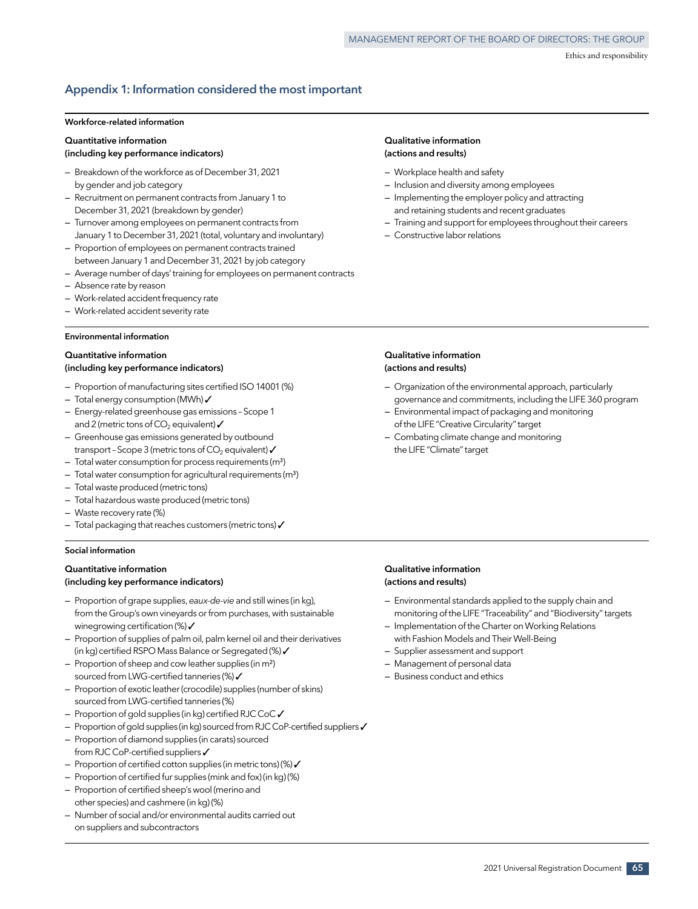## Appendix 1: Information considered the most important

### Workforce-related information

#### Quantitative information (including key performance indicators)

- Breakdown of the workforce as of December 31, 2021 by gender and job category
- Recruitment on permanent contracts from January 1 to December 31, 2021 (breakdown by gender)
- Turnover among employees on permanent contracts from January 1 to December 31, 2021 (total, voluntary and involuntary)
- Proportion of employees on permanent contracts trained between January 1 and December 31, 2021 by job category
- Average number of days' training for employees on permanent contracts
- Absence rate by reason
- Work-related accident frequency rate
- Work-related accident severity rate

#### Qualitative information (actions and results)

- Workplace health and safety
- Inclusion and diversity among employees
- Implementing the employer policy and attracting and retaining students and recent graduates
- Training and support for employees throughout their careers
- Constructive labor relations

### Environmental information

#### Quantitative information (including key performance indicators)

- Proportion of manufacturing sites certified ISO 14001 (%)
- Total energy consumption (MWh) ✓
- Energy-related greenhouse gas emissions – Scope 1 and 2 (metric tons of $CO_2$ equivalent) ✓
- Greenhouse gas emissions generated by outbound transport – Scope 3 (metric tons of $CO_2$ equivalent) ✓
- Total water consumption for process requirements ($m^3$)
- Total water consumption for agricultural requirements ($m^3$)
- Total waste produced (metric tons)
- Total hazardous waste produced (metric tons)
- Waste recovery rate (%)
- Total packaging that reaches customers (metric tons) ✓

#### Qualitative information (actions and results)

- Organization of the environmental approach, particularly governance and commitments, including the LIFE 360 program
- Environmental impact of packaging and monitoring of the LIFE "Creative Circularity" target
- Combating climate change and monitoring the LIFE "Climate" target

### Social information

#### Quantitative information (including key performance indicators)

- Proportion of grape supplies, *eaux-de-vie* and still wines (in kg), from the Group's own vineyards or from purchases, with sustainable winegrowing certification (%) ✓
- Proportion of supplies of palm oil, palm kernel oil and their derivatives (in kg) certified RSPO Mass Balance or Segregated (%) ✓
- Proportion of sheep and cow leather supplies (in $m^2$) sourced from LWG-certified tanneries (%) ✓
- Proportion of exotic leather (crocodile) supplies (number of skins) sourced from LWG-certified tanneries (%)
- Proportion of gold supplies (in kg) certified RJC CoC ✓
- Proportion of gold supplies (in kg) sourced from RJC CoP-certified suppliers ✓
- Proportion of diamond supplies (in carats) sourced from RJC CoP-certified suppliers ✓
- Proportion of certified cotton supplies (in metric tons) (%) ✓
- Proportion of certified fur supplies (mink and fox) (in kg) (%)
- Proportion of certified sheep's wool (merino and other species) and cashmere (in kg) (%)
- Number of social and/or environmental audits carried out on suppliers and subcontractors

#### Qualitative information (actions and results)

- Environmental standards applied to the supply chain and monitoring of the LIFE "Traceability" and "Biodiversity" targets
- Implementation of the Charter on Working Relations with Fashion Models and Their Well-Being
- Supplier assessment and support
- Management of personal data
- Business conduct and ethics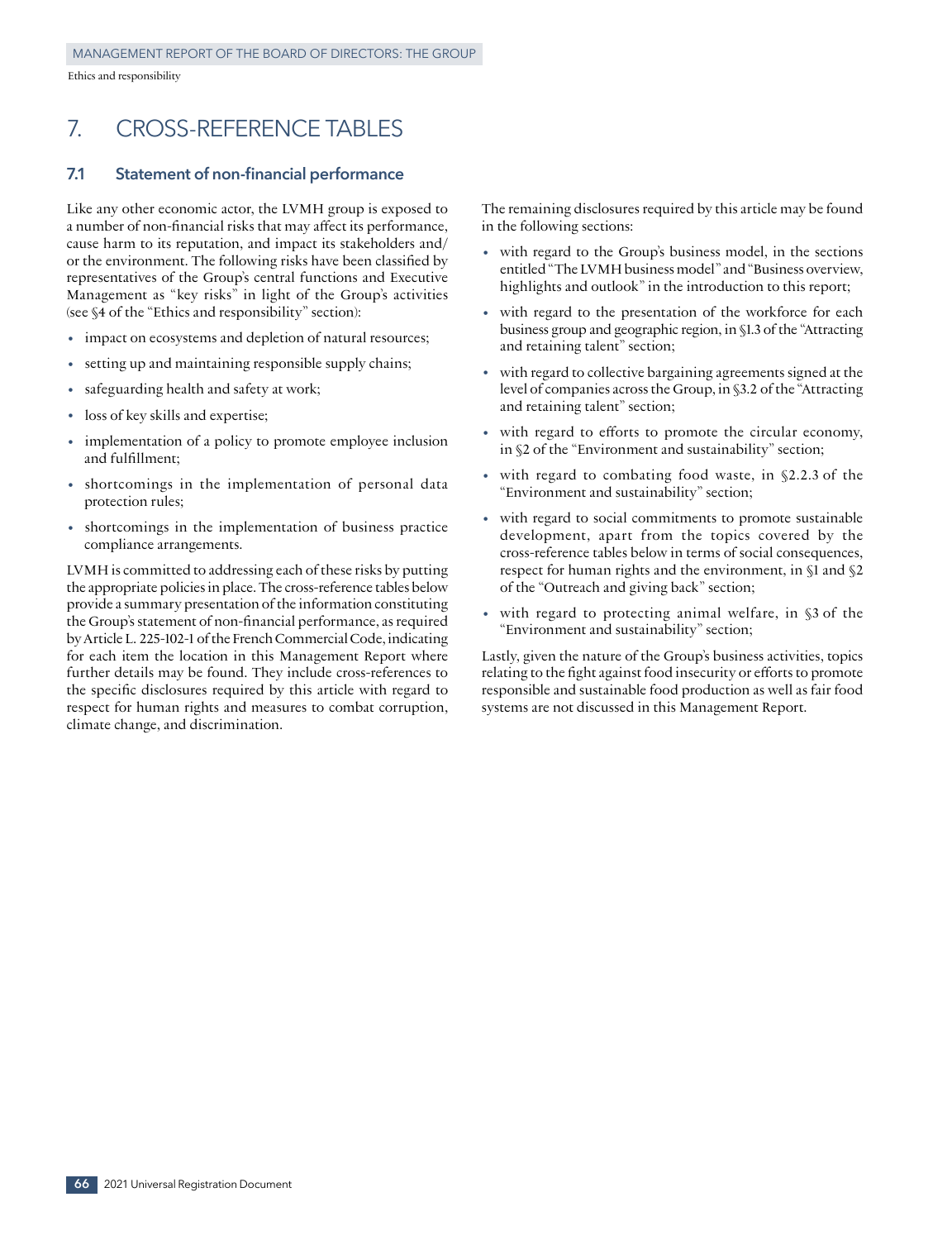# 7. CROSS-REFERENCE TABLES

## 7.1 Statement of non-financial performance

Like any other economic actor, the LVMH group is exposed to a number of non-financial risks that may affect its performance, cause harm to its reputation, and impact its stakeholders and/or the environment. The following risks have been classified by representatives of the Group's central functions and Executive Management as "key risks" in light of the Group's activities (see §4 of the "Ethics and responsibility" section):

- impact on ecosystems and depletion of natural resources;
- setting up and maintaining responsible supply chains;
- safeguarding health and safety at work;
- loss of key skills and expertise;
- implementation of a policy to promote employee inclusion and fulfillment;
- shortcomings in the implementation of personal data protection rules;
- shortcomings in the implementation of business practice compliance arrangements.

LVMH is committed to addressing each of these risks by putting the appropriate policies in place. The cross-reference tables below provide a summary presentation of the information constituting the Group's statement of non-financial performance, as required by Article L. 225-102-1 of the French Commercial Code, indicating for each item the location in this Management Report where further details may be found. They include cross-references to the specific disclosures required by this article with regard to respect for human rights and measures to combat corruption, climate change, and discrimination.

The remaining disclosures required by this article may be found in the following sections:

- with regard to the Group's business model, in the sections entitled "The LVMH business model" and "Business overview, highlights and outlook" in the introduction to this report;
- with regard to the presentation of the workforce for each business group and geographic region, in §1.3 of the "Attracting and retaining talent" section;
- with regard to collective bargaining agreements signed at the level of companies across the Group, in §3.2 of the "Attracting and retaining talent" section;
- with regard to efforts to promote the circular economy, in §2 of the "Environment and sustainability" section;
- with regard to combating food waste, in §2.2.3 of the "Environment and sustainability" section;
- with regard to social commitments to promote sustainable development, apart from the topics covered by the cross-reference tables below in terms of social consequences, respect for human rights and the environment, in §1 and §2 of the "Outreach and giving back" section;
- with regard to protecting animal welfare, in §3 of the "Environment and sustainability" section;

Lastly, given the nature of the Group's business activities, topics relating to the fight against food insecurity or efforts to promote responsible and sustainable food production as well as fair food systems are not discussed in this Management Report.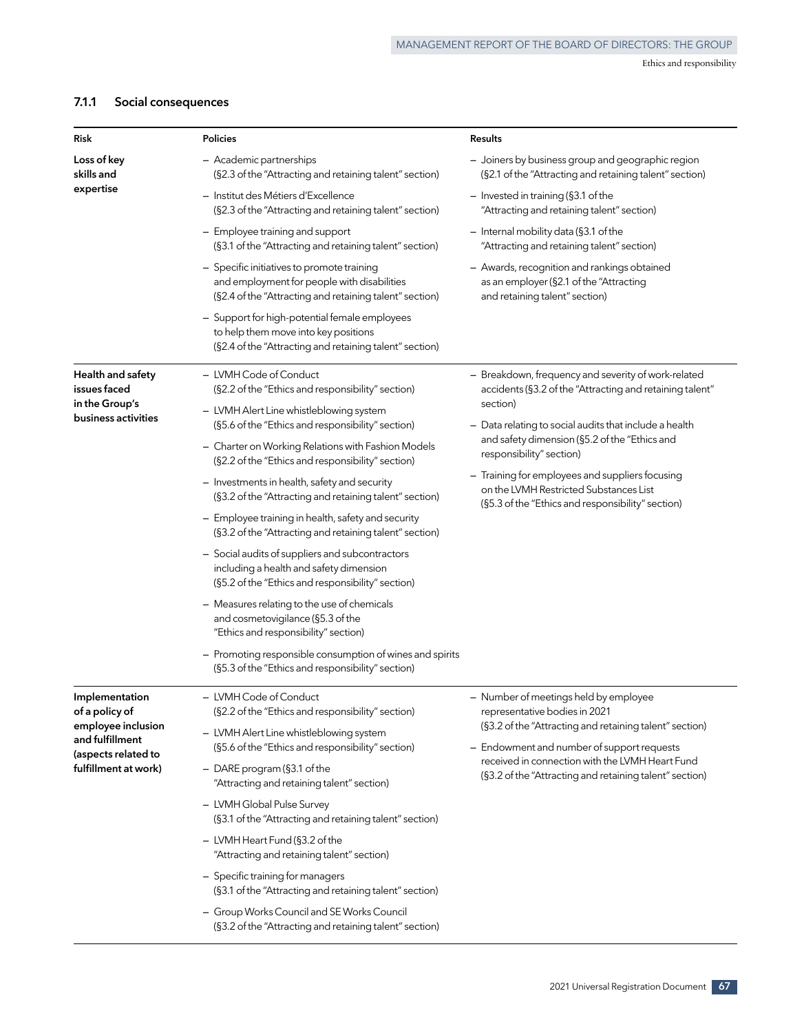### 7.1.1 Social consequences

| Risk | Policies | Results |
|---|---|---|
| **Loss of key skills and expertise** | – Academic partnerships (§2.3 of the "Attracting and retaining talent" section)<br>– Institut des Métiers d'Excellence (§2.3 of the "Attracting and retaining talent" section)<br>– Employee training and support (§3.1 of the "Attracting and retaining talent" section)<br>– Specific initiatives to promote training and employment for people with disabilities (§2.4 of the "Attracting and retaining talent" section)<br>– Support for high-potential female employees to help them move into key positions (§2.4 of the "Attracting and retaining talent" section) | – Joiners by business group and geographic region (§2.1 of the "Attracting and retaining talent" section)<br>– Invested in training (§3.1 of the "Attracting and retaining talent" section)<br>– Internal mobility data (§3.1 of the "Attracting and retaining talent" section)<br>– Awards, recognition and rankings obtained as an employer (§2.1 of the "Attracting and retaining talent" section) |
| **Health and safety issues faced in the Group's business activities** | – LVMH Code of Conduct (§2.2 of the "Ethics and responsibility" section)<br>– LVMH Alert Line whistleblowing system (§5.6 of the "Ethics and responsibility" section)<br>– Charter on Working Relations with Fashion Models (§2.2 of the "Ethics and responsibility" section)<br>– Investments in health, safety and security (§3.2 of the "Attracting and retaining talent" section)<br>– Employee training in health, safety and security (§3.2 of the "Attracting and retaining talent" section)<br>– Social audits of suppliers and subcontractors including a health and safety dimension (§5.2 of the "Ethics and responsibility" section)<br>– Measures relating to the use of chemicals and cosmetovigilance (§5.3 of the "Ethics and responsibility" section)<br>– Promoting responsible consumption of wines and spirits (§5.3 of the "Ethics and responsibility" section) | – Breakdown, frequency and severity of work-related accidents (§3.2 of the "Attracting and retaining talent" section)<br>– Data relating to social audits that include a health and safety dimension (§5.2 of the "Ethics and responsibility" section)<br>– Training for employees and suppliers focusing on the LVMH Restricted Substances List (§5.3 of the "Ethics and responsibility" section) |
| **Implementation of a policy of employee inclusion and fulfillment (aspects related to fulfillment at work)** | – LVMH Code of Conduct (§2.2 of the "Ethics and responsibility" section)<br>– LVMH Alert Line whistleblowing system (§5.6 of the "Ethics and responsibility" section)<br>– DARE program (§3.1 of the "Attracting and retaining talent" section)<br>– LVMH Global Pulse Survey (§3.1 of the "Attracting and retaining talent" section)<br>– LVMH Heart Fund (§3.2 of the "Attracting and retaining talent" section)<br>– Specific training for managers (§3.1 of the "Attracting and retaining talent" section)<br>– Group Works Council and SE Works Council (§3.2 of the "Attracting and retaining talent" section) | – Number of meetings held by employee representative bodies in 2021 (§3.2 of the "Attracting and retaining talent" section)<br>– Endowment and number of support requests received in connection with the LVMH Heart Fund (§3.2 of the "Attracting and retaining talent" section) |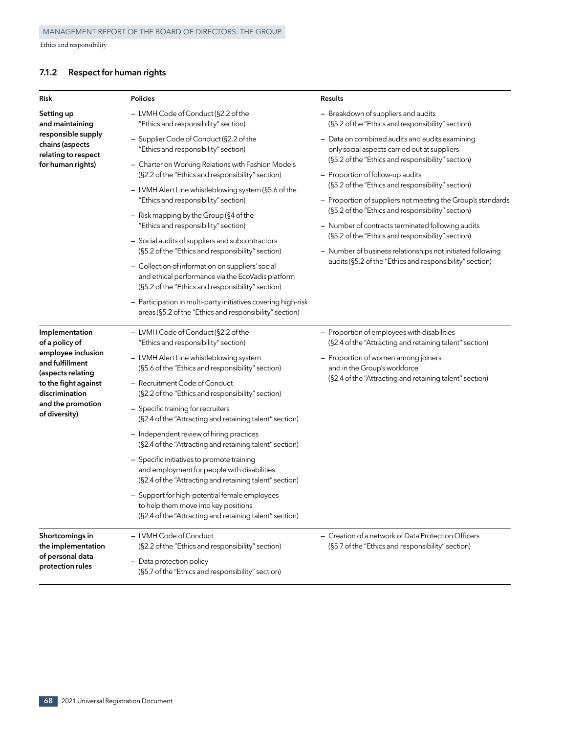### 7.1.2 Respect for human rights

| Risk | Policies | Results |
|---|---|---|
| **Setting up and maintaining responsible supply chains (aspects relating to respect for human rights)** | – LVMH Code of Conduct (§2.2 of the "Ethics and responsibility" section)<br>– Supplier Code of Conduct (§2.2 of the "Ethics and responsibility" section)<br>– Charter on Working Relations with Fashion Models (§2.2 of the "Ethics and responsibility" section)<br>– LVMH Alert Line whistleblowing system (§5.6 of the "Ethics and responsibility" section)<br>– Risk mapping by the Group (§4 of the "Ethics and responsibility" section)<br>– Social audits of suppliers and subcontractors (§5.2 of the "Ethics and responsibility" section)<br>– Collection of information on suppliers' social and ethical performance via the EcoVadis platform (§5.2 of the "Ethics and responsibility" section)<br>– Participation in multi-party initiatives covering high-risk areas (§5.2 of the "Ethics and responsibility" section) | – Breakdown of suppliers and audits (§5.2 of the "Ethics and responsibility" section)<br>– Data on combined audits and audits examining only social aspects carried out at suppliers (§5.2 of the "Ethics and responsibility" section)<br>– Proportion of follow-up audits (§5.2 of the "Ethics and responsibility" section)<br>– Proportion of suppliers not meeting the Group's standards (§5.2 of the "Ethics and responsibility" section)<br>– Number of contracts terminated following audits (§5.2 of the "Ethics and responsibility" section)<br>– Number of business relationships not initiated following audits (§5.2 of the "Ethics and responsibility" section) |
| **Implementation of a policy of employee inclusion and fulfillment (aspects relating to the fight against discrimination and the promotion of diversity)** | – LVMH Code of Conduct (§2.2 of the "Ethics and responsibility" section)<br>– LVMH Alert Line whistleblowing system (§5.6 of the "Ethics and responsibility" section)<br>– Recruitment Code of Conduct (§2.2 of the "Ethics and responsibility" section)<br>– Specific training for recruiters (§2.4 of the "Attracting and retaining talent" section)<br>– Independent review of hiring practices (§2.4 of the "Attracting and retaining talent" section)<br>– Specific initiatives to promote training and employment for people with disabilities (§2.4 of the "Attracting and retaining talent" section)<br>– Support for high-potential female employees to help them move into key positions (§2.4 of the "Attracting and retaining talent" section) | – Proportion of employees with disabilities (§2.4 of the "Attracting and retaining talent" section)<br>– Proportion of women among joiners and in the Group's workforce (§2.4 of the "Attracting and retaining talent" section) |
| **Shortcomings in the implementation of personal data protection rules** | – LVMH Code of Conduct (§2.2 of the "Ethics and responsibility" section)<br>– Data protection policy (§5.7 of the "Ethics and responsibility" section) | – Creation of a network of Data Protection Officers (§5.7 of the "Ethics and responsibility" section) |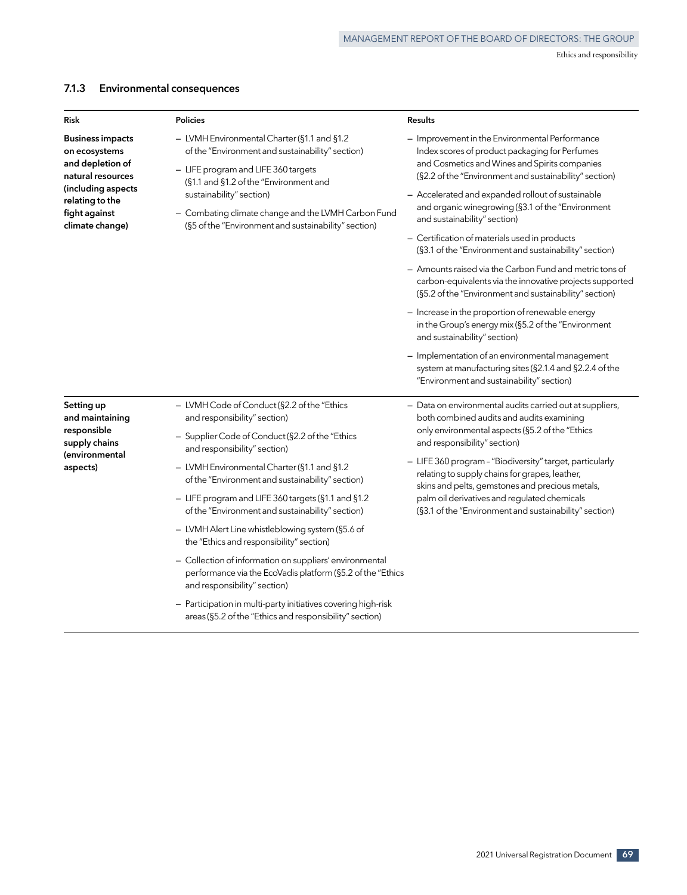### 7.1.3 Environmental consequences

| Risk | Policies | Results |
|---|---|---|
| **Business impacts on ecosystems and depletion of natural resources (including aspects relating to the fight against climate change)** | – LVMH Environmental Charter (§1.1 and §1.2 of the "Environment and sustainability" section)<br>– LIFE program and LIFE 360 targets (§1.1 and §1.2 of the "Environment and sustainability" section)<br>– Combating climate change and the LVMH Carbon Fund (§5 of the "Environment and sustainability" section) | – Improvement in the Environmental Performance Index scores of product packaging for Perfumes and Cosmetics and Wines and Spirits companies (§2.2 of the "Environment and sustainability" section)<br>– Accelerated and expanded rollout of sustainable and organic winegrowing (§3.1 of the "Environment and sustainability" section)<br>– Certification of materials used in products (§3.1 of the "Environment and sustainability" section)<br>– Amounts raised via the Carbon Fund and metric tons of carbon-equivalents via the innovative projects supported (§5.2 of the "Environment and sustainability" section)<br>– Increase in the proportion of renewable energy in the Group's energy mix (§5.2 of the "Environment and sustainability" section)<br>– Implementation of an environmental management system at manufacturing sites (§2.1.4 and §2.2.4 of the "Environment and sustainability" section) |
| **Setting up and maintaining responsible supply chains (environmental aspects)** | – LVMH Code of Conduct (§2.2 of the "Ethics and responsibility" section)<br>– Supplier Code of Conduct (§2.2 of the "Ethics and responsibility" section)<br>– LVMH Environmental Charter (§1.1 and §1.2 of the "Environment and sustainability" section)<br>– LIFE program and LIFE 360 targets (§1.1 and §1.2 of the "Environment and sustainability" section)<br>– LVMH Alert Line whistleblowing system (§5.6 of the "Ethics and responsibility" section)<br>– Collection of information on suppliers' environmental performance via the EcoVadis platform (§5.2 of the "Ethics and responsibility" section)<br>– Participation in multi-party initiatives covering high-risk areas (§5.2 of the "Ethics and responsibility" section) | – Data on environmental audits carried out at suppliers, both combined audits and audits examining only environmental aspects (§5.2 of the "Ethics and responsibility" section)<br>– LIFE 360 program – "Biodiversity" target, particularly relating to supply chains for grapes, leather, skins and pelts, gemstones and precious metals, palm oil derivatives and regulated chemicals (§3.1 of the "Environment and sustainability" section) |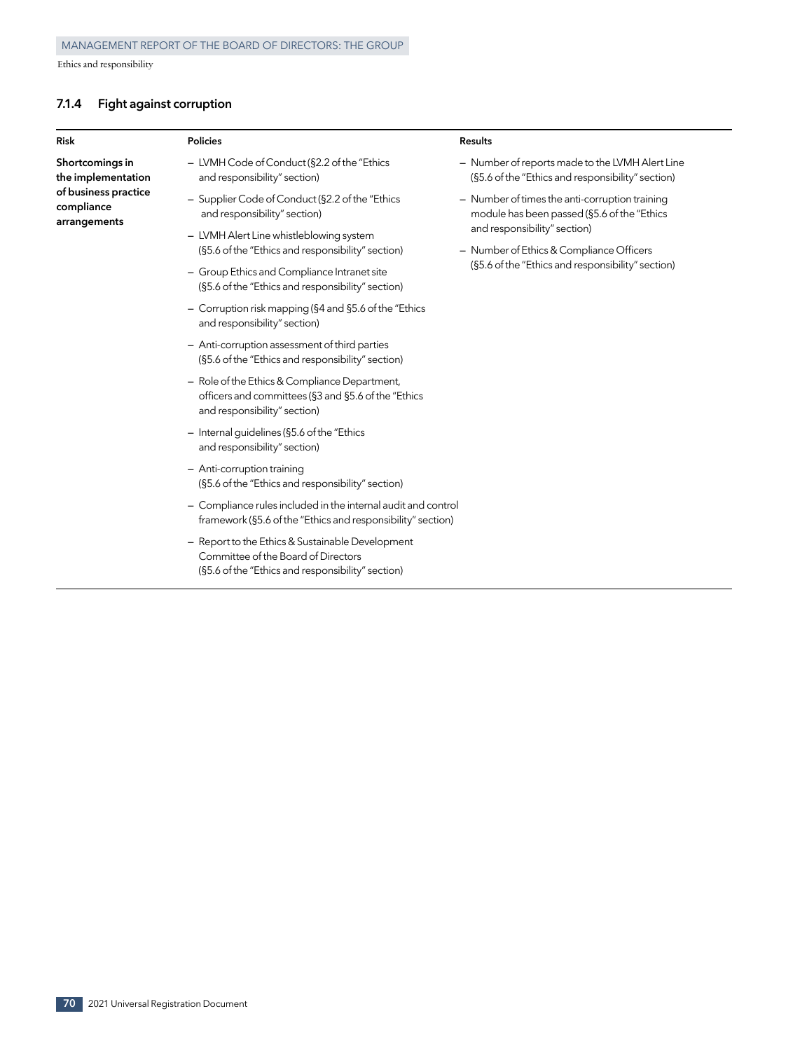### 7.1.4 Fight against corruption

| Risk | Policies | Results |
|---|---|---|
| **Shortcomings in the implementation of business practice compliance arrangements** | – LVMH Code of Conduct (§2.2 of the "Ethics and responsibility" section)<br>– Supplier Code of Conduct (§2.2 of the "Ethics and responsibility" section)<br>– LVMH Alert Line whistleblowing system (§5.6 of the "Ethics and responsibility" section)<br>– Group Ethics and Compliance Intranet site (§5.6 of the "Ethics and responsibility" section)<br>– Corruption risk mapping (§4 and §5.6 of the "Ethics and responsibility" section)<br>– Anti-corruption assessment of third parties (§5.6 of the "Ethics and responsibility" section)<br>– Role of the Ethics & Compliance Department, officers and committees (§3 and §5.6 of the "Ethics and responsibility" section)<br>– Internal guidelines (§5.6 of the "Ethics and responsibility" section)<br>– Anti-corruption training (§5.6 of the "Ethics and responsibility" section)<br>– Compliance rules included in the internal audit and control framework (§5.6 of the "Ethics and responsibility" section)<br>– Report to the Ethics & Sustainable Development Committee of the Board of Directors (§5.6 of the "Ethics and responsibility" section) | – Number of reports made to the LVMH Alert Line (§5.6 of the "Ethics and responsibility" section)<br>– Number of times the anti-corruption training module has been passed (§5.6 of the "Ethics and responsibility" section)<br>– Number of Ethics & Compliance Officers (§5.6 of the "Ethics and responsibility" section) |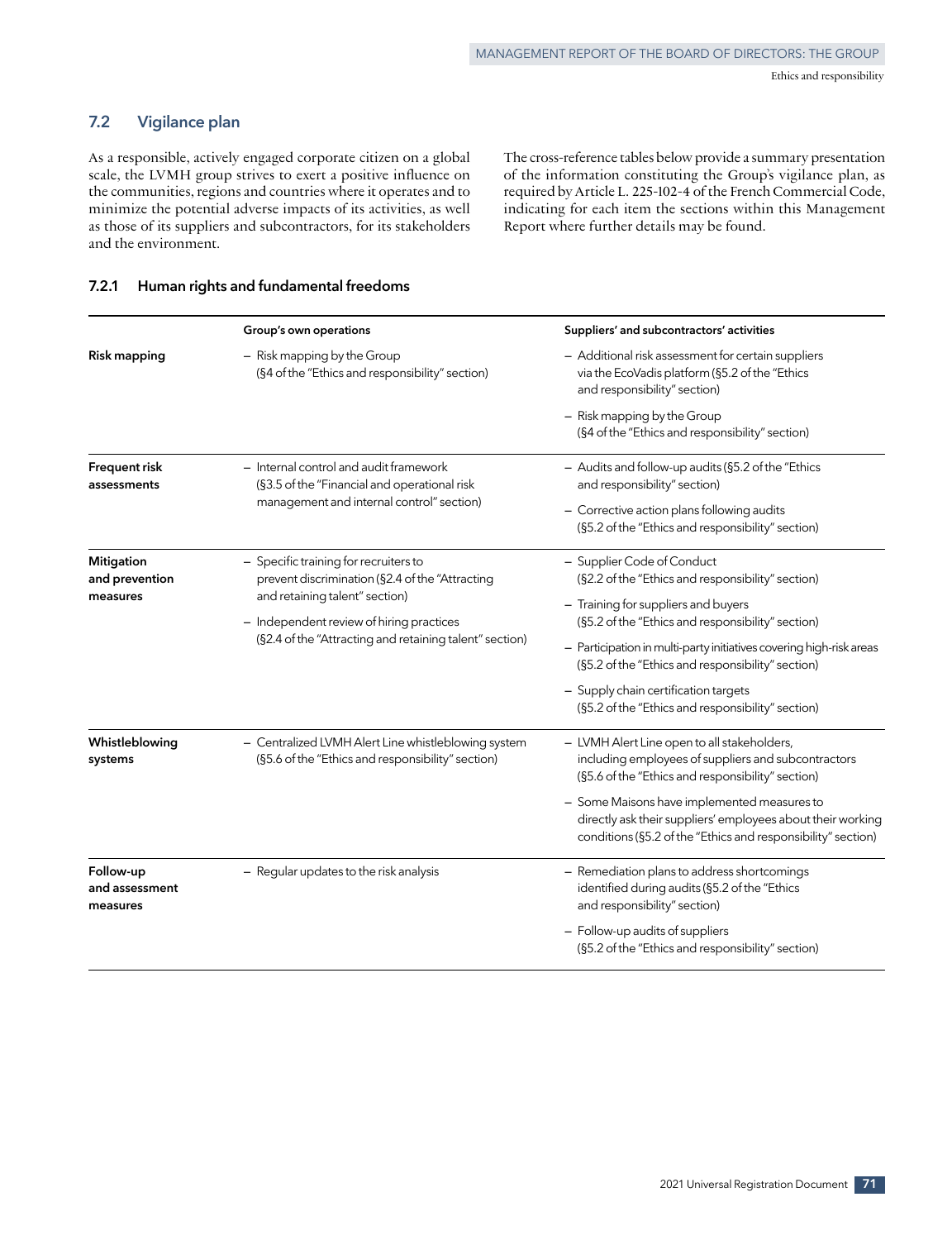## 7.2 Vigilance plan

As a responsible, actively engaged corporate citizen on a global scale, the LVMH group strives to exert a positive influence on the communities, regions and countries where it operates and to minimize the potential adverse impacts of its activities, as well as those of its suppliers and subcontractors, for its stakeholders and the environment.

The cross-reference tables below provide a summary presentation of the information constituting the Group's vigilance plan, as required by Article L. 225-102-4 of the French Commercial Code, indicating for each item the sections within this Management Report where further details may be found.

### 7.2.1 Human rights and fundamental freedoms

| | Group's own operations | Suppliers' and subcontractors' activities |
|---|---|---|
| **Risk mapping** | – Risk mapping by the Group (§4 of the "Ethics and responsibility" section) | – Additional risk assessment for certain suppliers via the EcoVadis platform (§5.2 of the "Ethics and responsibility" section)<br>– Risk mapping by the Group (§4 of the "Ethics and responsibility" section) |
| **Frequent risk assessments** | – Internal control and audit framework (§3.5 of the "Financial and operational risk management and internal control" section) | – Audits and follow-up audits (§5.2 of the "Ethics and responsibility" section)<br>– Corrective action plans following audits (§5.2 of the "Ethics and responsibility" section) |
| **Mitigation and prevention measures** | – Specific training for recruiters to prevent discrimination (§2.4 of the "Attracting and retaining talent" section)<br>– Independent review of hiring practices (§2.4 of the "Attracting and retaining talent" section) | – Supplier Code of Conduct (§2.2 of the "Ethics and responsibility" section)<br>– Training for suppliers and buyers (§5.2 of the "Ethics and responsibility" section)<br>– Participation in multi-party initiatives covering high-risk areas (§5.2 of the "Ethics and responsibility" section)<br>– Supply chain certification targets (§5.2 of the "Ethics and responsibility" section) |
| **Whistleblowing systems** | – Centralized LVMH Alert Line whistleblowing system (§5.6 of the "Ethics and responsibility" section) | – LVMH Alert Line open to all stakeholders, including employees of suppliers and subcontractors (§5.6 of the "Ethics and responsibility" section)<br>– Some Maisons have implemented measures to directly ask their suppliers' employees about their working conditions (§5.2 of the "Ethics and responsibility" section) |
| **Follow-up and assessment measures** | – Regular updates to the risk analysis | – Remediation plans to address shortcomings identified during audits (§5.2 of the "Ethics and responsibility" section)<br>– Follow-up audits of suppliers (§5.2 of the "Ethics and responsibility" section) |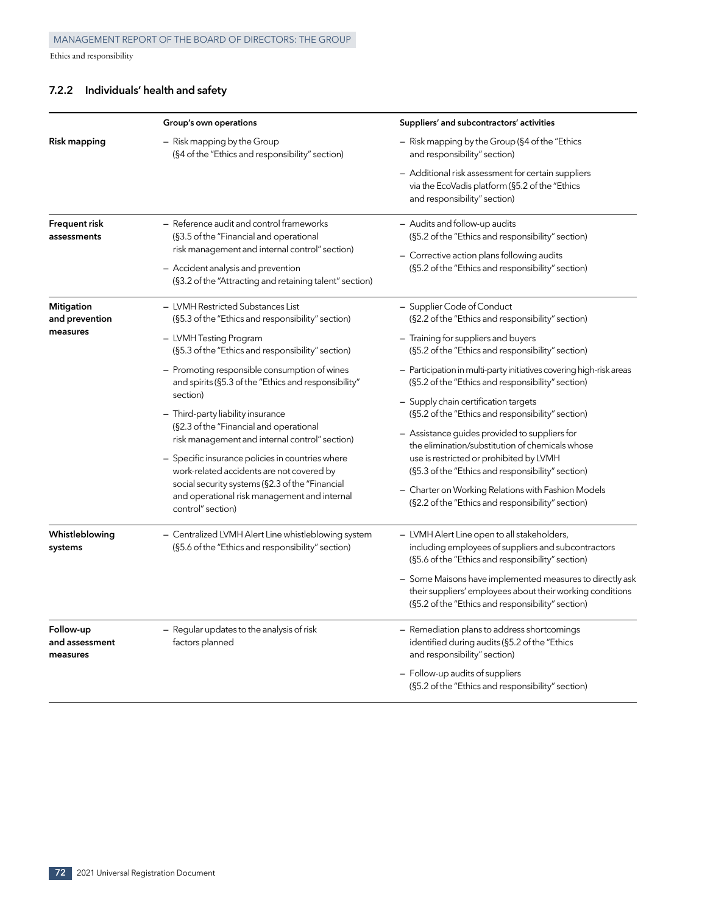### 7.2.2 Individuals' health and safety

| | Group's own operations | Suppliers' and subcontractors' activities |
|---|---|---|
| **Risk mapping** | – Risk mapping by the Group (§4 of the "Ethics and responsibility" section) | – Risk mapping by the Group (§4 of the "Ethics and responsibility" section)<br>– Additional risk assessment for certain suppliers via the EcoVadis platform (§5.2 of the "Ethics and responsibility" section) |
| **Frequent risk assessments** | – Reference audit and control frameworks (§3.5 of the "Financial and operational risk management and internal control" section)<br>– Accident analysis and prevention (§3.2 of the "Attracting and retaining talent" section) | – Audits and follow-up audits (§5.2 of the "Ethics and responsibility" section)<br>– Corrective action plans following audits (§5.2 of the "Ethics and responsibility" section) |
| **Mitigation and prevention measures** | – LVMH Restricted Substances List (§5.3 of the "Ethics and responsibility" section)<br>– LVMH Testing Program (§5.3 of the "Ethics and responsibility" section)<br>– Promoting responsible consumption of wines and spirits (§5.3 of the "Ethics and responsibility" section)<br>– Third-party liability insurance (§2.3 of the "Financial and operational risk management and internal control" section)<br>– Specific insurance policies in countries where work-related accidents are not covered by social security systems (§2.3 of the "Financial and operational risk management and internal control" section) | – Supplier Code of Conduct (§2.2 of the "Ethics and responsibility" section)<br>– Training for suppliers and buyers (§5.2 of the "Ethics and responsibility" section)<br>– Participation in multi-party initiatives covering high-risk areas (§5.2 of the "Ethics and responsibility" section)<br>– Supply chain certification targets (§5.2 of the "Ethics and responsibility" section)<br>– Assistance guides provided to suppliers for the elimination/substitution of chemicals whose use is restricted or prohibited by LVMH (§5.3 of the "Ethics and responsibility" section)<br>– Charter on Working Relations with Fashion Models (§2.2 of the "Ethics and responsibility" section) |
| **Whistleblowing systems** | – Centralized LVMH Alert Line whistleblowing system (§5.6 of the "Ethics and responsibility" section) | – LVMH Alert Line open to all stakeholders, including employees of suppliers and subcontractors (§5.6 of the "Ethics and responsibility" section)<br>– Some Maisons have implemented measures to directly ask their suppliers' employees about their working conditions (§5.2 of the "Ethics and responsibility" section) |
| **Follow-up and assessment measures** | – Regular updates to the analysis of risk factors planned | – Remediation plans to address shortcomings identified during audits (§5.2 of the "Ethics and responsibility" section)<br>– Follow-up audits of suppliers (§5.2 of the "Ethics and responsibility" section) |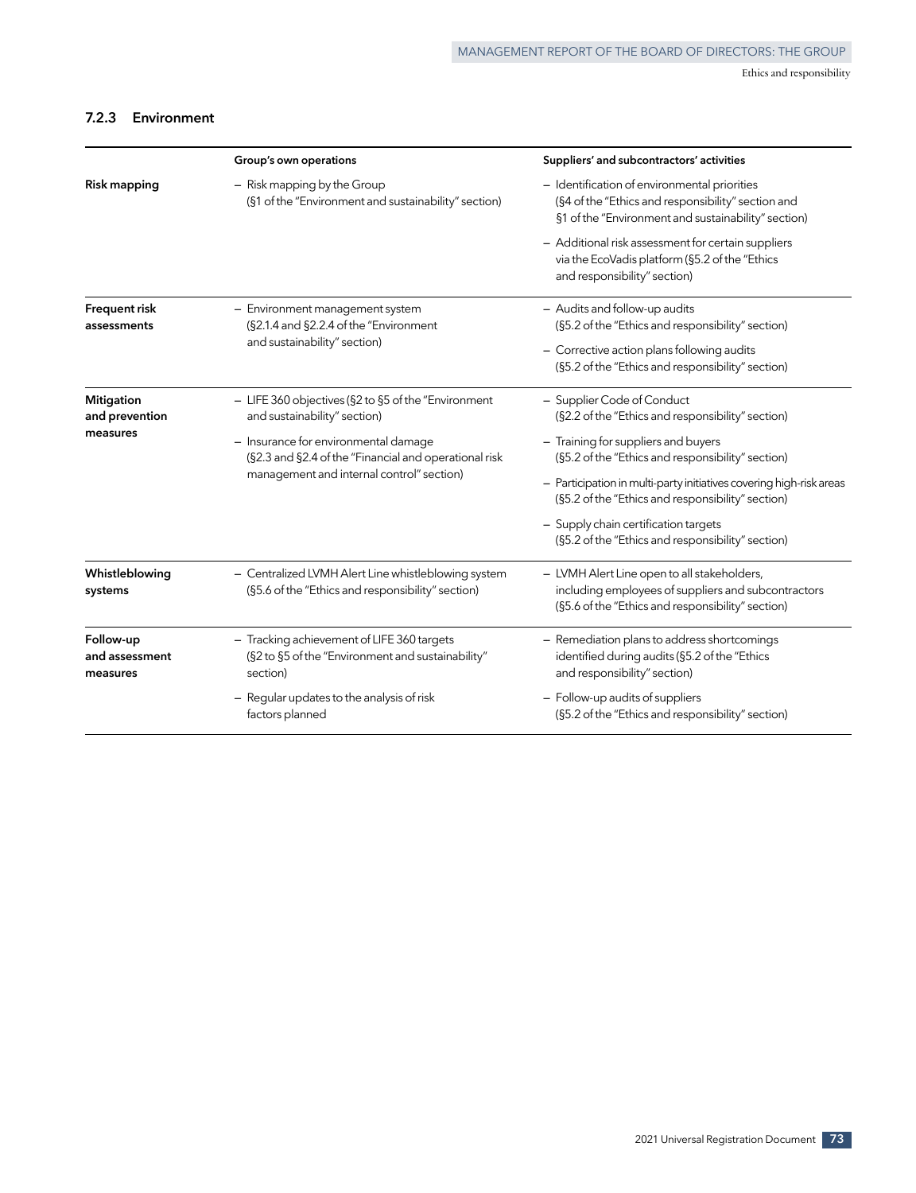### 7.2.3 Environment

| | Group's own operations | Suppliers' and subcontractors' activities |
|---|---|---|
| **Risk mapping** | – Risk mapping by the Group (§1 of the "Environment and sustainability" section) | – Identification of environmental priorities (§4 of the "Ethics and responsibility" section and §1 of the "Environment and sustainability" section)<br>– Additional risk assessment for certain suppliers via the EcoVadis platform (§5.2 of the "Ethics and responsibility" section) |
| **Frequent risk assessments** | – Environment management system (§2.1.4 and §2.2.4 of the "Environment and sustainability" section) | – Audits and follow-up audits (§5.2 of the "Ethics and responsibility" section)<br>– Corrective action plans following audits (§5.2 of the "Ethics and responsibility" section) |
| **Mitigation and prevention measures** | – LIFE 360 objectives (§2 to §5 of the "Environment and sustainability" section)<br>– Insurance for environmental damage (§2.3 and §2.4 of the "Financial and operational risk management and internal control" section) | – Supplier Code of Conduct (§2.2 of the "Ethics and responsibility" section)<br>– Training for suppliers and buyers (§5.2 of the "Ethics and responsibility" section)<br>– Participation in multi-party initiatives covering high-risk areas (§5.2 of the "Ethics and responsibility" section)<br>– Supply chain certification targets (§5.2 of the "Ethics and responsibility" section) |
| **Whistleblowing systems** | – Centralized LVMH Alert Line whistleblowing system (§5.6 of the "Ethics and responsibility" section) | – LVMH Alert Line open to all stakeholders, including employees of suppliers and subcontractors (§5.6 of the "Ethics and responsibility" section) |
| **Follow-up and assessment measures** | – Tracking achievement of LIFE 360 targets (§2 to §5 of the "Environment and sustainability" section)<br>– Regular updates to the analysis of risk factors planned | – Remediation plans to address shortcomings identified during audits (§5.2 of the "Ethics and responsibility" section)<br>– Follow-up audits of suppliers (§5.2 of the "Ethics and responsibility" section) |